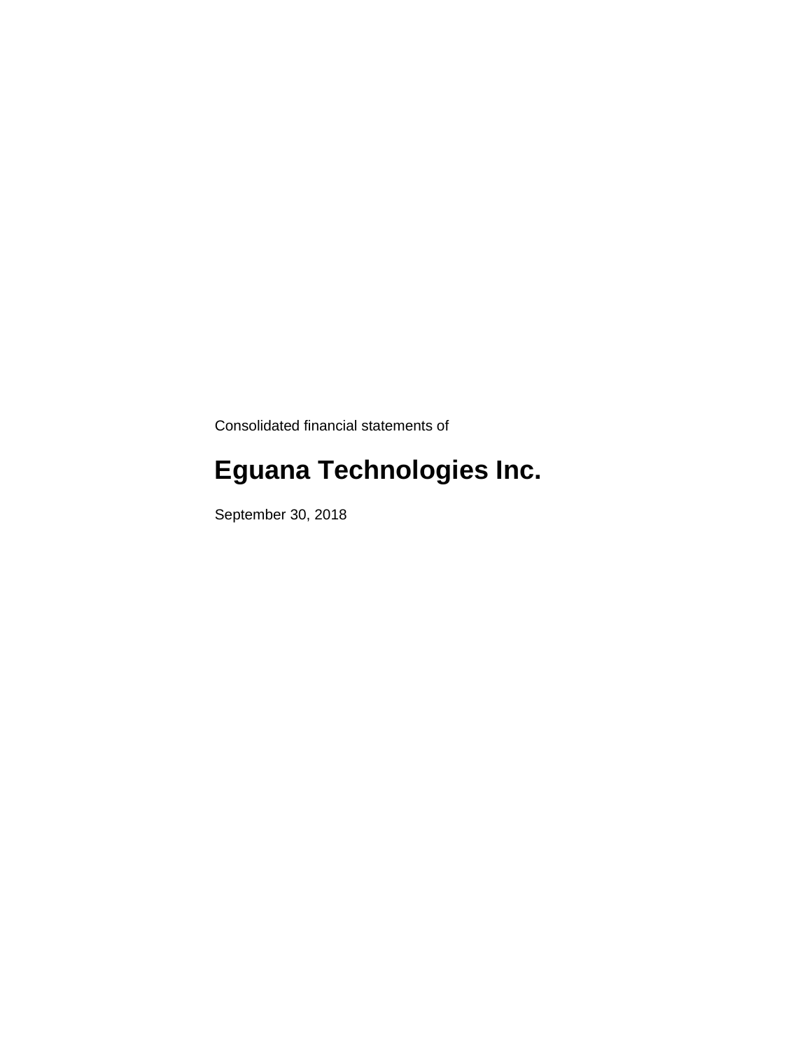Consolidated financial statements of

# Eguana Technologies Inc.

September 30, 2018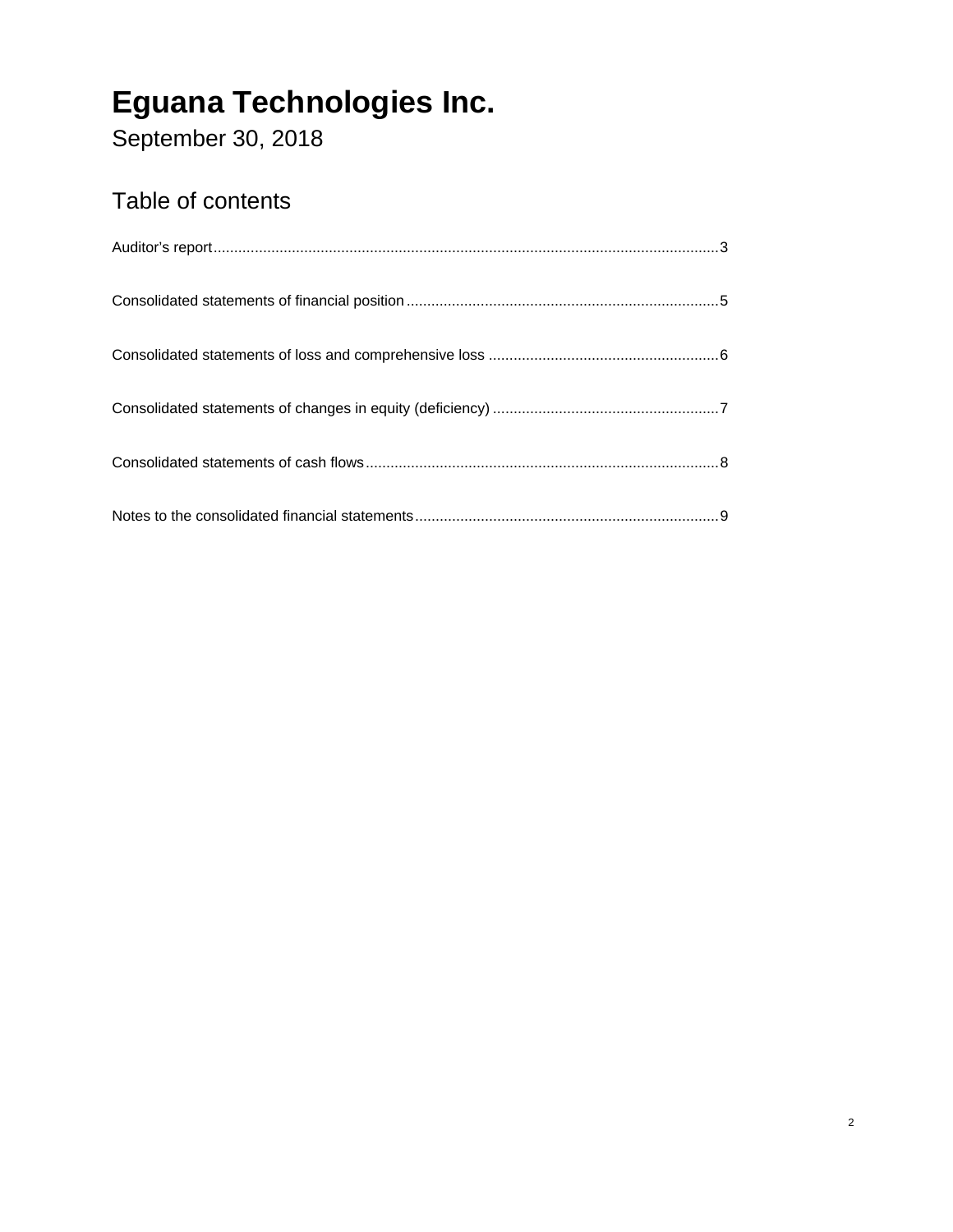# Eguana Technologies Inc.

September 30, 2018

## Table of contents

Auditor's report....................................................................................................................3

Consolidated statements of financial position ..........................................................................5

Consolidated statements of loss and comprehensive loss .......................................................6

Consolidated statements of changes in equity (deficiency) ......................................................7

Consolidated statements of cash flows ....................................................................................8

Notes to the consolidated financial statements.........................................................................9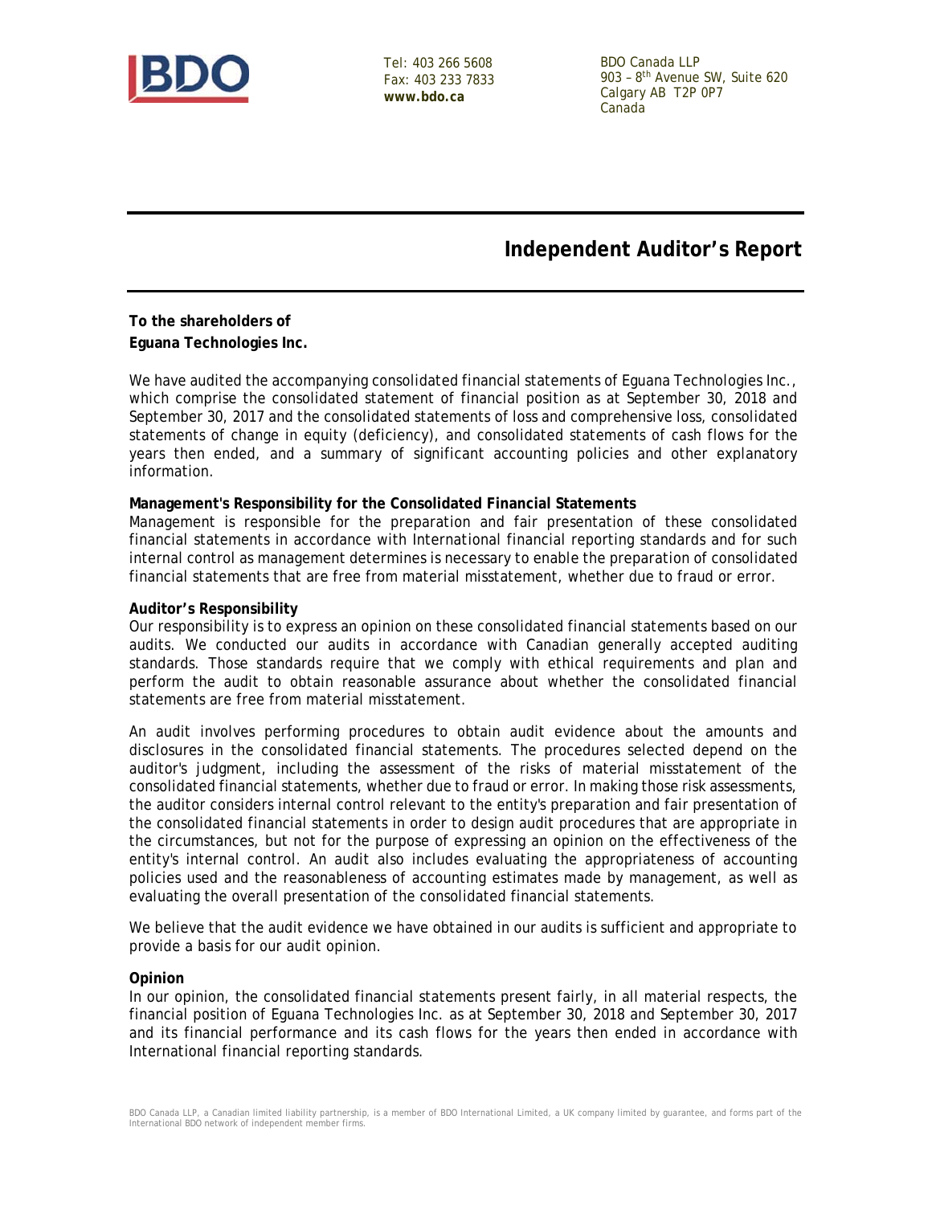Tel: 403 266 5608
Fax: 403 233 7833
**www.bdo.ca**

BDO Canada LLP
903 – 8th Avenue SW, Suite 620
Calgary AB T2P 0P7
Canada

# Independent Auditor's Report

**To the shareholders of**
**Eguana Technologies Inc.**

We have audited the accompanying consolidated financial statements of Eguana Technologies Inc., which comprise the consolidated statement of financial position as at September 30, 2018 and September 30, 2017 and the consolidated statements of loss and comprehensive loss, consolidated statements of change in equity (deficiency), and consolidated statements of cash flows for the years then ended, and a summary of significant accounting policies and other explanatory information.

**Management's Responsibility for the Consolidated Financial Statements**

Management is responsible for the preparation and fair presentation of these consolidated financial statements in accordance with International financial reporting standards and for such internal control as management determines is necessary to enable the preparation of consolidated financial statements that are free from material misstatement, whether due to fraud or error.

**Auditor's Responsibility**

Our responsibility is to express an opinion on these consolidated financial statements based on our audits. We conducted our audits in accordance with Canadian generally accepted auditing standards. Those standards require that we comply with ethical requirements and plan and perform the audit to obtain reasonable assurance about whether the consolidated financial statements are free from material misstatement.

An audit involves performing procedures to obtain audit evidence about the amounts and disclosures in the consolidated financial statements. The procedures selected depend on the auditor's judgment, including the assessment of the risks of material misstatement of the consolidated financial statements, whether due to fraud or error. In making those risk assessments, the auditor considers internal control relevant to the entity's preparation and fair presentation of the consolidated financial statements in order to design audit procedures that are appropriate in the circumstances, but not for the purpose of expressing an opinion on the effectiveness of the entity's internal control. An audit also includes evaluating the appropriateness of accounting policies used and the reasonableness of accounting estimates made by management, as well as evaluating the overall presentation of the consolidated financial statements.

We believe that the audit evidence we have obtained in our audits is sufficient and appropriate to provide a basis for our audit opinion.

**Opinion**

In our opinion, the consolidated financial statements present fairly, in all material respects, the financial position of Eguana Technologies Inc. as at September 30, 2018 and September 30, 2017 and its financial performance and its cash flows for the years then ended in accordance with International financial reporting standards.

BDO Canada LLP, a Canadian limited liability partnership, is a member of BDO International Limited, a UK company limited by guarantee, and forms part of the International BDO network of independent member firms.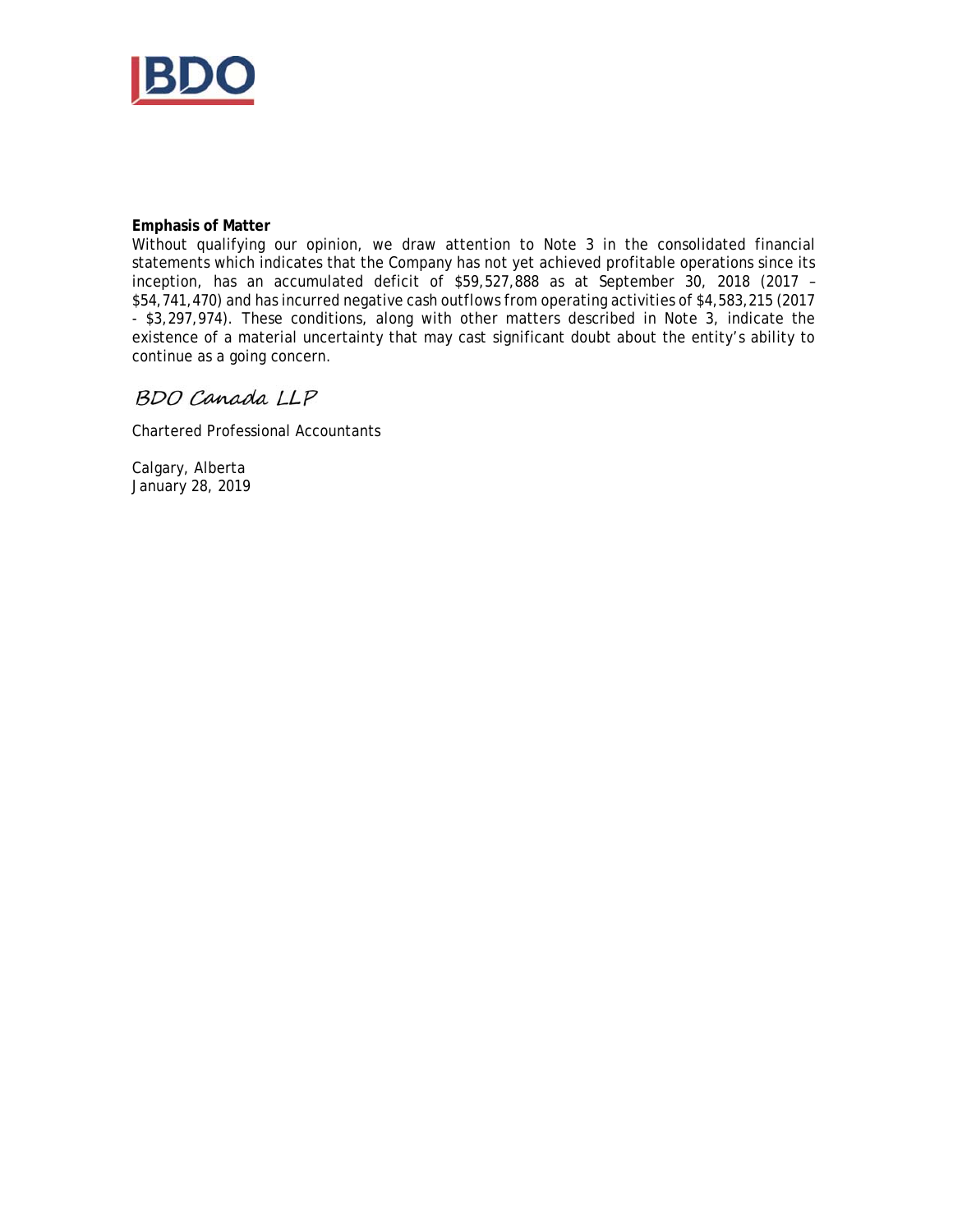**Emphasis of Matter**

Without qualifying our opinion, we draw attention to Note 3 in the consolidated financial statements which indicates that the Company has not yet achieved profitable operations since its inception, has an accumulated deficit of $59,527,888 as at September 30, 2018 (2017 – $54,741,470) and has incurred negative cash outflows from operating activities of $4,583,215 (2017 - $3,297,974). These conditions, along with other matters described in Note 3, indicate the existence of a material uncertainty that may cast significant doubt about the entity's ability to continue as a going concern.

*BDO Canada LLP*

Chartered Professional Accountants

Calgary, Alberta
January 28, 2019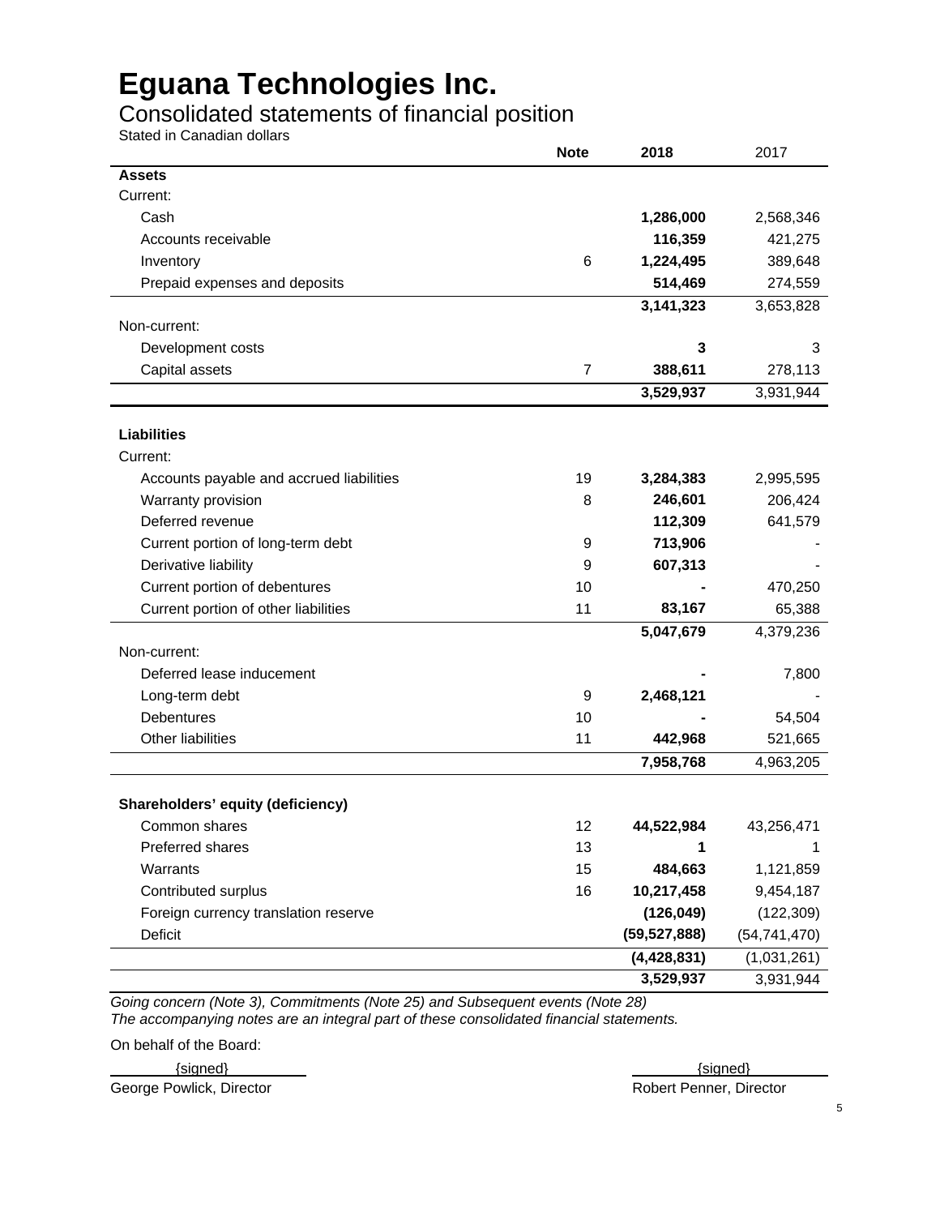# Eguana Technologies Inc.

## Consolidated statements of financial position

Stated in Canadian dollars

| | Note | 2018 | 2017 |
|---|---|---|---|
| **Assets** | | | |
| Current: | | | |
| Cash | | **1,286,000** | 2,568,346 |
| Accounts receivable | | **116,359** | 421,275 |
| Inventory | 6 | **1,224,495** | 389,648 |
| Prepaid expenses and deposits | | **514,469** | 274,559 |
| | | **3,141,323** | 3,653,828 |
| Non-current: | | | |
| Development costs | | **3** | 3 |
| Capital assets | 7 | **388,611** | 278,113 |
| | | **3,529,937** | 3,931,944 |
| **Liabilities** | | | |
| Current: | | | |
| Accounts payable and accrued liabilities | 19 | **3,284,383** | 2,995,595 |
| Warranty provision | 8 | **246,601** | 206,424 |
| Deferred revenue | | **112,309** | 641,579 |
| Current portion of long-term debt | 9 | **713,906** | - |
| Derivative liability | 9 | **607,313** | - |
| Current portion of debentures | 10 | **-** | 470,250 |
| Current portion of other liabilities | 11 | **83,167** | 65,388 |
| | | **5,047,679** | 4,379,236 |
| Non-current: | | | |
| Deferred lease inducement | | **-** | 7,800 |
| Long-term debt | 9 | **2,468,121** | - |
| Debentures | 10 | **-** | 54,504 |
| Other liabilities | 11 | **442,968** | 521,665 |
| | | **7,958,768** | 4,963,205 |
| **Shareholders' equity (deficiency)** | | | |
| Common shares | 12 | **44,522,984** | 43,256,471 |
| Preferred shares | 13 | **1** | 1 |
| Warrants | 15 | **484,663** | 1,121,859 |
| Contributed surplus | 16 | **10,217,458** | 9,454,187 |
| Foreign currency translation reserve | | **(126,049)** | (122,309) |
| Deficit | | **(59,527,888)** | (54,741,470) |
| | | **(4,428,831)** | (1,031,261) |
| | | **3,529,937** | 3,931,944 |

*Going concern (Note 3), Commitments (Note 25) and Subsequent events (Note 28)*
*The accompanying notes are an integral part of these consolidated financial statements.*

On behalf of the Board:

{signed}
George Powlick, Director

{signed}
Robert Penner, Director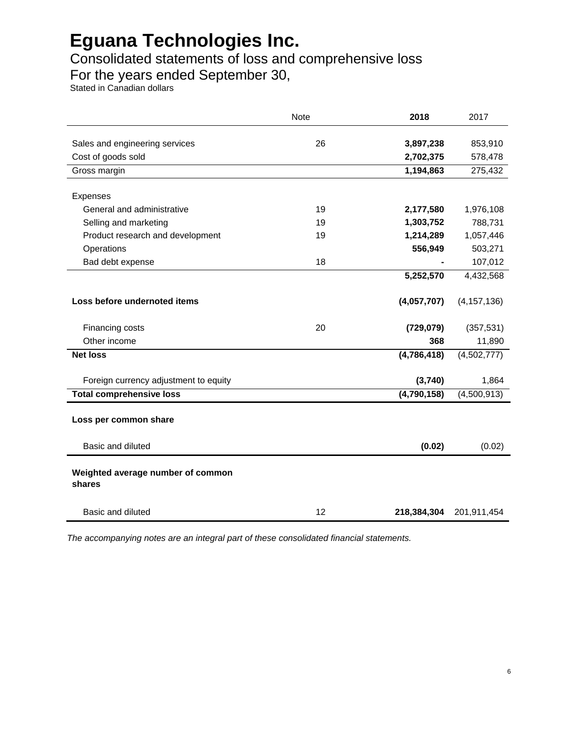# Eguana Technologies Inc.

## Consolidated statements of loss and comprehensive loss

## For the years ended September 30,

Stated in Canadian dollars

| | Note | **2018** | 2017 |
|---|---|---|---|
| Sales and engineering services | 26 | **3,897,238** | 853,910 |
| Cost of goods sold | | **2,702,375** | 578,478 |
| Gross margin | | **1,194,863** | 275,432 |
| Expenses | | | |
| General and administrative | 19 | **2,177,580** | 1,976,108 |
| Selling and marketing | 19 | **1,303,752** | 788,731 |
| Product research and development | 19 | **1,214,289** | 1,057,446 |
| Operations | | **556,949** | 503,271 |
| Bad debt expense | 18 | **-** | 107,012 |
| | | **5,252,570** | 4,432,568 |
| **Loss before undernoted items** | | **(4,057,707)** | (4,157,136) |
| Financing costs | 20 | **(729,079)** | (357,531) |
| Other income | | **368** | 11,890 |
| **Net loss** | | **(4,786,418)** | (4,502,777) |
| Foreign currency adjustment to equity | | **(3,740)** | 1,864 |
| **Total comprehensive loss** | | **(4,790,158)** | (4,500,913) |
| **Loss per common share** | | | |
| Basic and diluted | | **(0.02)** | (0.02) |
| **Weighted average number of common shares** | | | |
| Basic and diluted | 12 | **218,384,304** | 201,911,454 |

*The accompanying notes are an integral part of these consolidated financial statements.*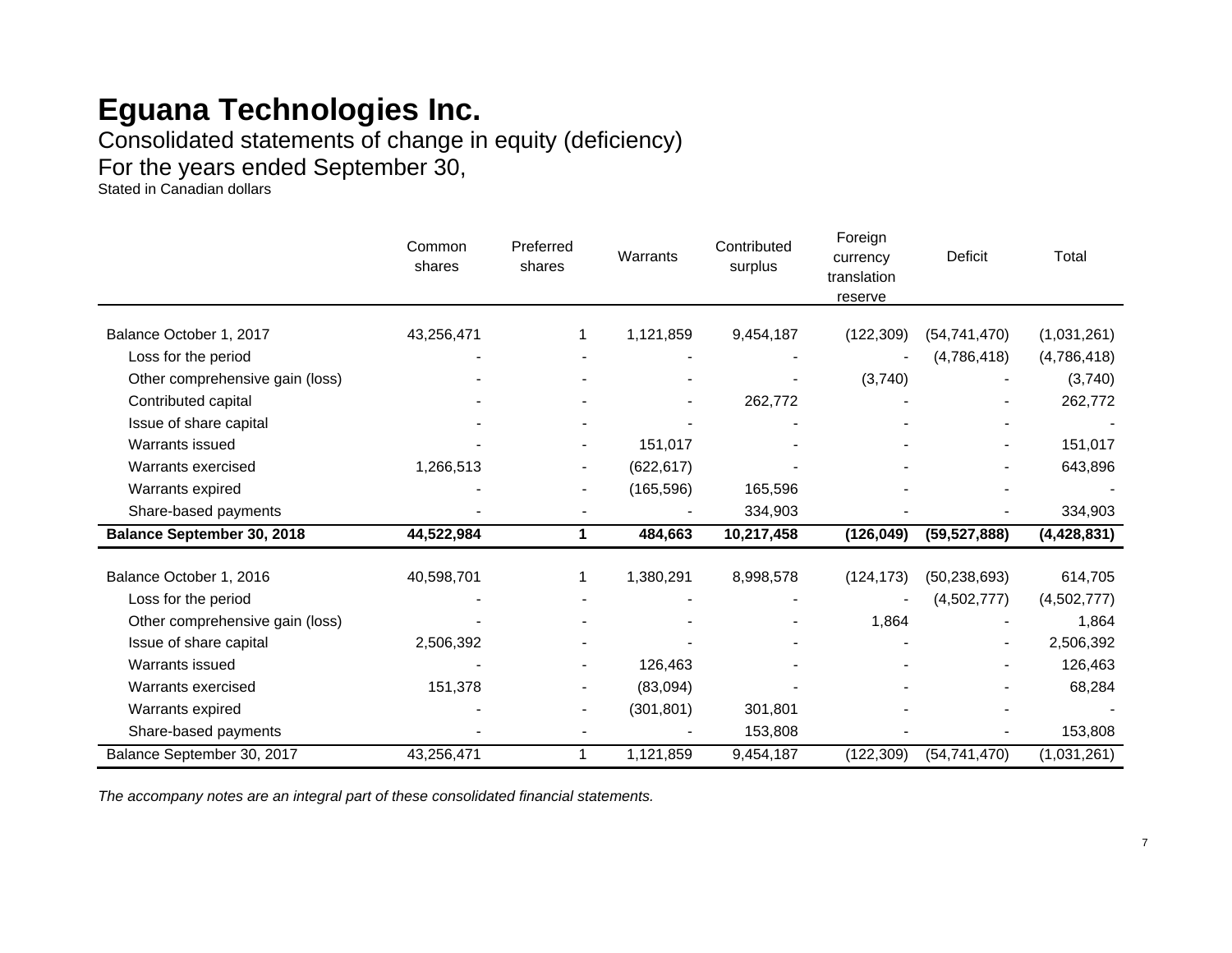# Eguana Technologies Inc.

Consolidated statements of change in equity (deficiency)

For the years ended September 30,

Stated in Canadian dollars

| | Common shares | Preferred shares | Warrants | Contributed surplus | Foreign currency translation reserve | Deficit | Total |
|---|---|---|---|---|---|---|---|
| Balance October 1, 2017 | 43,256,471 | 1 | 1,121,859 | 9,454,187 | (122,309) | (54,741,470) | (1,031,261) |
| Loss for the period | - | - | - | - | - | (4,786,418) | (4,786,418) |
| Other comprehensive gain (loss) | - | - | - | - | (3,740) | - | (3,740) |
| Contributed capital | - | - | - | 262,772 | - | - | 262,772 |
| Issue of share capital | - | - | - | - | - | - | - |
| Warrants issued | - | - | 151,017 | - | - | - | 151,017 |
| Warrants exercised | 1,266,513 | - | (622,617) | - | - | - | 643,896 |
| Warrants expired | - | - | (165,596) | 165,596 | - | - | - |
| Share-based payments | - | - | - | 334,903 | - | - | 334,903 |
| **Balance September 30, 2018** | **44,522,984** | **1** | **484,663** | **10,217,458** | **(126,049)** | **(59,527,888)** | **(4,428,831)** |
| | | | | | | | |
| Balance October 1, 2016 | 40,598,701 | 1 | 1,380,291 | 8,998,578 | (124,173) | (50,238,693) | 614,705 |
| Loss for the period | - | - | - | - | - | (4,502,777) | (4,502,777) |
| Other comprehensive gain (loss) | - | - | - | - | 1,864 | - | 1,864 |
| Issue of share capital | 2,506,392 | - | - | - | - | - | 2,506,392 |
| Warrants issued | - | - | 126,463 | - | - | - | 126,463 |
| Warrants exercised | 151,378 | - | (83,094) | - | - | - | 68,284 |
| Warrants expired | - | - | (301,801) | 301,801 | - | - | - |
| Share-based payments | - | - | - | 153,808 | - | - | 153,808 |
| Balance September 30, 2017 | 43,256,471 | 1 | 1,121,859 | 9,454,187 | (122,309) | (54,741,470) | (1,031,261) |

*The accompany notes are an integral part of these consolidated financial statements.*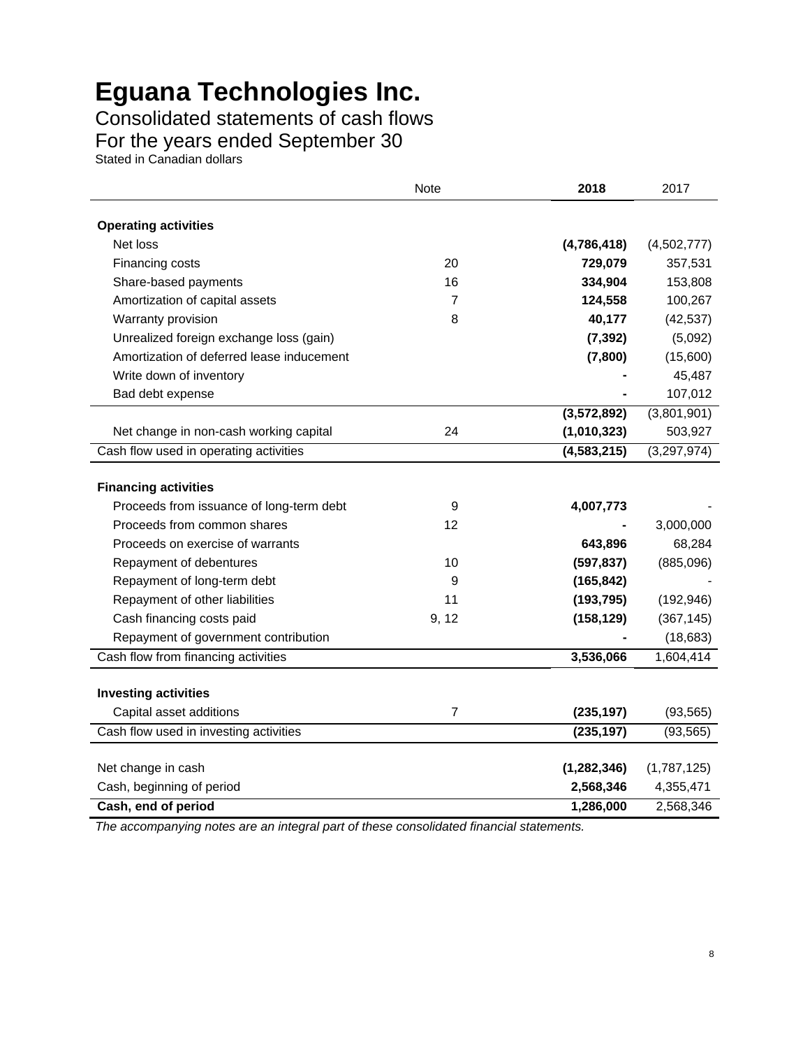# Eguana Technologies Inc.

## Consolidated statements of cash flows

## For the years ended September 30

Stated in Canadian dollars

| | Note | 2018 | 2017 |
|---|---|---|---|
| **Operating activities** | | | |
| Net loss | | **(4,786,418)** | (4,502,777) |
| Financing costs | 20 | **729,079** | 357,531 |
| Share-based payments | 16 | **334,904** | 153,808 |
| Amortization of capital assets | 7 | **124,558** | 100,267 |
| Warranty provision | 8 | **40,177** | (42,537) |
| Unrealized foreign exchange loss (gain) | | **(7,392)** | (5,092) |
| Amortization of deferred lease inducement | | **(7,800)** | (15,600) |
| Write down of inventory | | **-** | 45,487 |
| Bad debt expense | | **-** | 107,012 |
| | | **(3,572,892)** | (3,801,901) |
| Net change in non-cash working capital | 24 | **(1,010,323)** | 503,927 |
| Cash flow used in operating activities | | **(4,583,215)** | (3,297,974) |
| **Financing activities** | | | |
| Proceeds from issuance of long-term debt | 9 | **4,007,773** | - |
| Proceeds from common shares | 12 | **-** | 3,000,000 |
| Proceeds on exercise of warrants | | **643,896** | 68,284 |
| Repayment of debentures | 10 | **(597,837)** | (885,096) |
| Repayment of long-term debt | 9 | **(165,842)** | - |
| Repayment of other liabilities | 11 | **(193,795)** | (192,946) |
| Cash financing costs paid | 9, 12 | **(158,129)** | (367,145) |
| Repayment of government contribution | | **-** | (18,683) |
| Cash flow from financing activities | | **3,536,066** | 1,604,414 |
| **Investing activities** | | | |
| Capital asset additions | 7 | **(235,197)** | (93,565) |
| Cash flow used in investing activities | | **(235,197)** | (93,565) |
| Net change in cash | | **(1,282,346)** | (1,787,125) |
| Cash, beginning of period | | **2,568,346** | 4,355,471 |
| **Cash, end of period** | | **1,286,000** | 2,568,346 |

*The accompanying notes are an integral part of these consolidated financial statements.*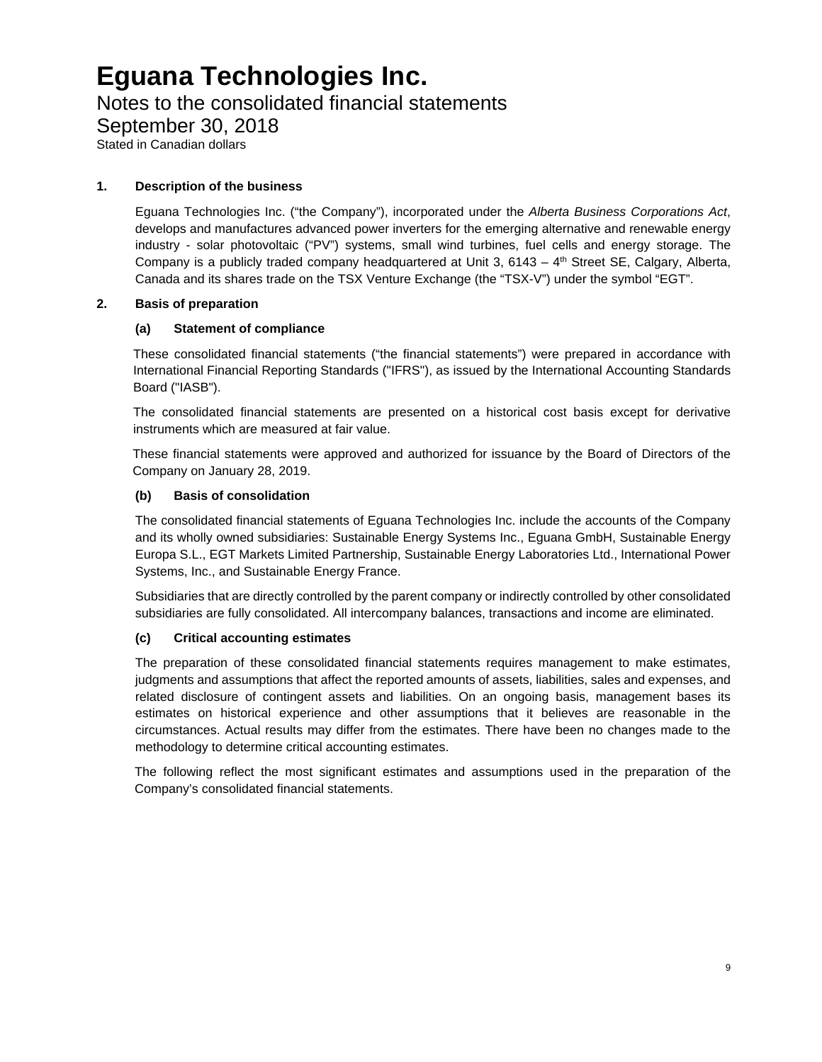# Eguana Technologies Inc.

## Notes to the consolidated financial statements

## September 30, 2018

Stated in Canadian dollars

### 1. Description of the business

Eguana Technologies Inc. ("the Company"), incorporated under the *Alberta Business Corporations Act*, develops and manufactures advanced power inverters for the emerging alternative and renewable energy industry - solar photovoltaic ("PV") systems, small wind turbines, fuel cells and energy storage. The Company is a publicly traded company headquartered at Unit 3, 6143 – 4th Street SE, Calgary, Alberta, Canada and its shares trade on the TSX Venture Exchange (the "TSX-V") under the symbol "EGT".

### 2. Basis of preparation

#### (a) Statement of compliance

These consolidated financial statements ("the financial statements") were prepared in accordance with International Financial Reporting Standards ("IFRS"), as issued by the International Accounting Standards Board ("IASB").

The consolidated financial statements are presented on a historical cost basis except for derivative instruments which are measured at fair value.

These financial statements were approved and authorized for issuance by the Board of Directors of the Company on January 28, 2019.

#### (b) Basis of consolidation

The consolidated financial statements of Eguana Technologies Inc. include the accounts of the Company and its wholly owned subsidiaries: Sustainable Energy Systems Inc., Eguana GmbH, Sustainable Energy Europa S.L., EGT Markets Limited Partnership, Sustainable Energy Laboratories Ltd., International Power Systems, Inc., and Sustainable Energy France.

Subsidiaries that are directly controlled by the parent company or indirectly controlled by other consolidated subsidiaries are fully consolidated. All intercompany balances, transactions and income are eliminated.

#### (c) Critical accounting estimates

The preparation of these consolidated financial statements requires management to make estimates, judgments and assumptions that affect the reported amounts of assets, liabilities, sales and expenses, and related disclosure of contingent assets and liabilities. On an ongoing basis, management bases its estimates on historical experience and other assumptions that it believes are reasonable in the circumstances. Actual results may differ from the estimates. There have been no changes made to the methodology to determine critical accounting estimates.

The following reflect the most significant estimates and assumptions used in the preparation of the Company's consolidated financial statements.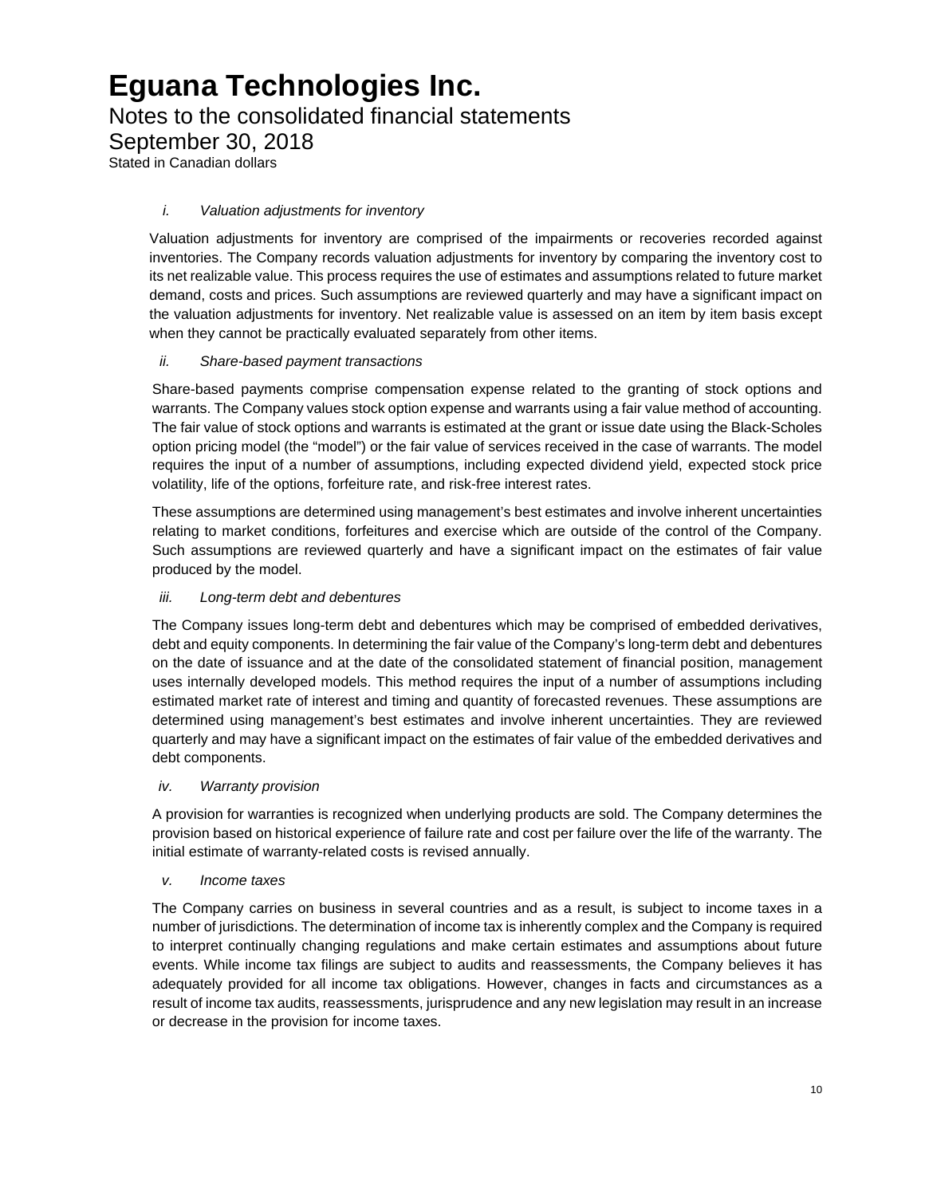# Eguana Technologies Inc.

## Notes to the consolidated financial statements

## September 30, 2018

Stated in Canadian dollars

*i. Valuation adjustments for inventory*

Valuation adjustments for inventory are comprised of the impairments or recoveries recorded against inventories. The Company records valuation adjustments for inventory by comparing the inventory cost to its net realizable value. This process requires the use of estimates and assumptions related to future market demand, costs and prices. Such assumptions are reviewed quarterly and may have a significant impact on the valuation adjustments for inventory. Net realizable value is assessed on an item by item basis except when they cannot be practically evaluated separately from other items.

*ii. Share-based payment transactions*

Share-based payments comprise compensation expense related to the granting of stock options and warrants. The Company values stock option expense and warrants using a fair value method of accounting. The fair value of stock options and warrants is estimated at the grant or issue date using the Black-Scholes option pricing model (the "model") or the fair value of services received in the case of warrants. The model requires the input of a number of assumptions, including expected dividend yield, expected stock price volatility, life of the options, forfeiture rate, and risk-free interest rates.

These assumptions are determined using management's best estimates and involve inherent uncertainties relating to market conditions, forfeitures and exercise which are outside of the control of the Company. Such assumptions are reviewed quarterly and have a significant impact on the estimates of fair value produced by the model.

*iii. Long-term debt and debentures*

The Company issues long-term debt and debentures which may be comprised of embedded derivatives, debt and equity components. In determining the fair value of the Company's long-term debt and debentures on the date of issuance and at the date of the consolidated statement of financial position, management uses internally developed models. This method requires the input of a number of assumptions including estimated market rate of interest and timing and quantity of forecasted revenues. These assumptions are determined using management's best estimates and involve inherent uncertainties. They are reviewed quarterly and may have a significant impact on the estimates of fair value of the embedded derivatives and debt components.

*iv. Warranty provision*

A provision for warranties is recognized when underlying products are sold. The Company determines the provision based on historical experience of failure rate and cost per failure over the life of the warranty. The initial estimate of warranty-related costs is revised annually.

*v. Income taxes*

The Company carries on business in several countries and as a result, is subject to income taxes in a number of jurisdictions. The determination of income tax is inherently complex and the Company is required to interpret continually changing regulations and make certain estimates and assumptions about future events. While income tax filings are subject to audits and reassessments, the Company believes it has adequately provided for all income tax obligations. However, changes in facts and circumstances as a result of income tax audits, reassessments, jurisprudence and any new legislation may result in an increase or decrease in the provision for income taxes.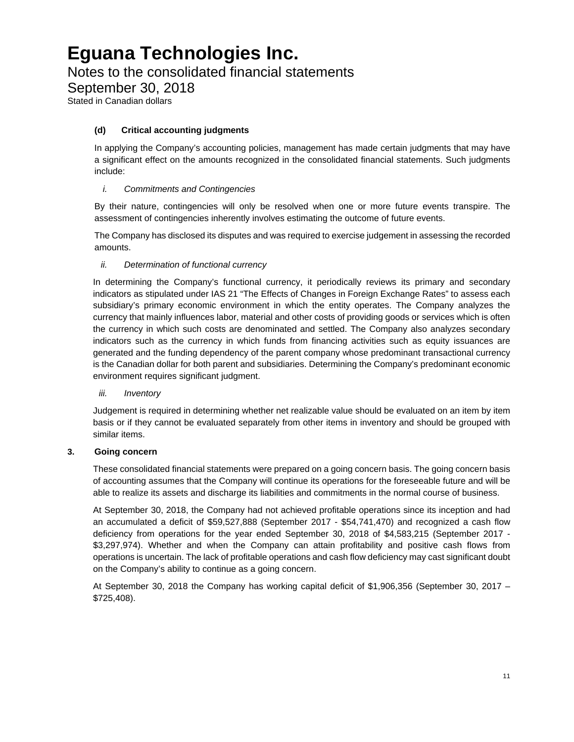#### (d) Critical accounting judgments

In applying the Company's accounting policies, management has made certain judgments that may have a significant effect on the amounts recognized in the consolidated financial statements. Such judgments include:

*i. Commitments and Contingencies*

By their nature, contingencies will only be resolved when one or more future events transpire. The assessment of contingencies inherently involves estimating the outcome of future events.

The Company has disclosed its disputes and was required to exercise judgement in assessing the recorded amounts.

*ii. Determination of functional currency*

In determining the Company's functional currency, it periodically reviews its primary and secondary indicators as stipulated under IAS 21 "The Effects of Changes in Foreign Exchange Rates" to assess each subsidiary's primary economic environment in which the entity operates. The Company analyzes the currency that mainly influences labor, material and other costs of providing goods or services which is often the currency in which such costs are denominated and settled. The Company also analyzes secondary indicators such as the currency in which funds from financing activities such as equity issuances are generated and the funding dependency of the parent company whose predominant transactional currency is the Canadian dollar for both parent and subsidiaries. Determining the Company's predominant economic environment requires significant judgment.

*iii. Inventory*

Judgement is required in determining whether net realizable value should be evaluated on an item by item basis or if they cannot be evaluated separately from other items in inventory and should be grouped with similar items.

### 3. Going concern

These consolidated financial statements were prepared on a going concern basis. The going concern basis of accounting assumes that the Company will continue its operations for the foreseeable future and will be able to realize its assets and discharge its liabilities and commitments in the normal course of business.

At September 30, 2018, the Company had not achieved profitable operations since its inception and had an accumulated a deficit of $59,527,888 (September 2017 - $54,741,470) and recognized a cash flow deficiency from operations for the year ended September 30, 2018 of $4,583,215 (September 2017 - $3,297,974). Whether and when the Company can attain profitability and positive cash flows from operations is uncertain. The lack of profitable operations and cash flow deficiency may cast significant doubt on the Company's ability to continue as a going concern.

At September 30, 2018 the Company has working capital deficit of $1,906,356 (September 30, 2017 – $725,408).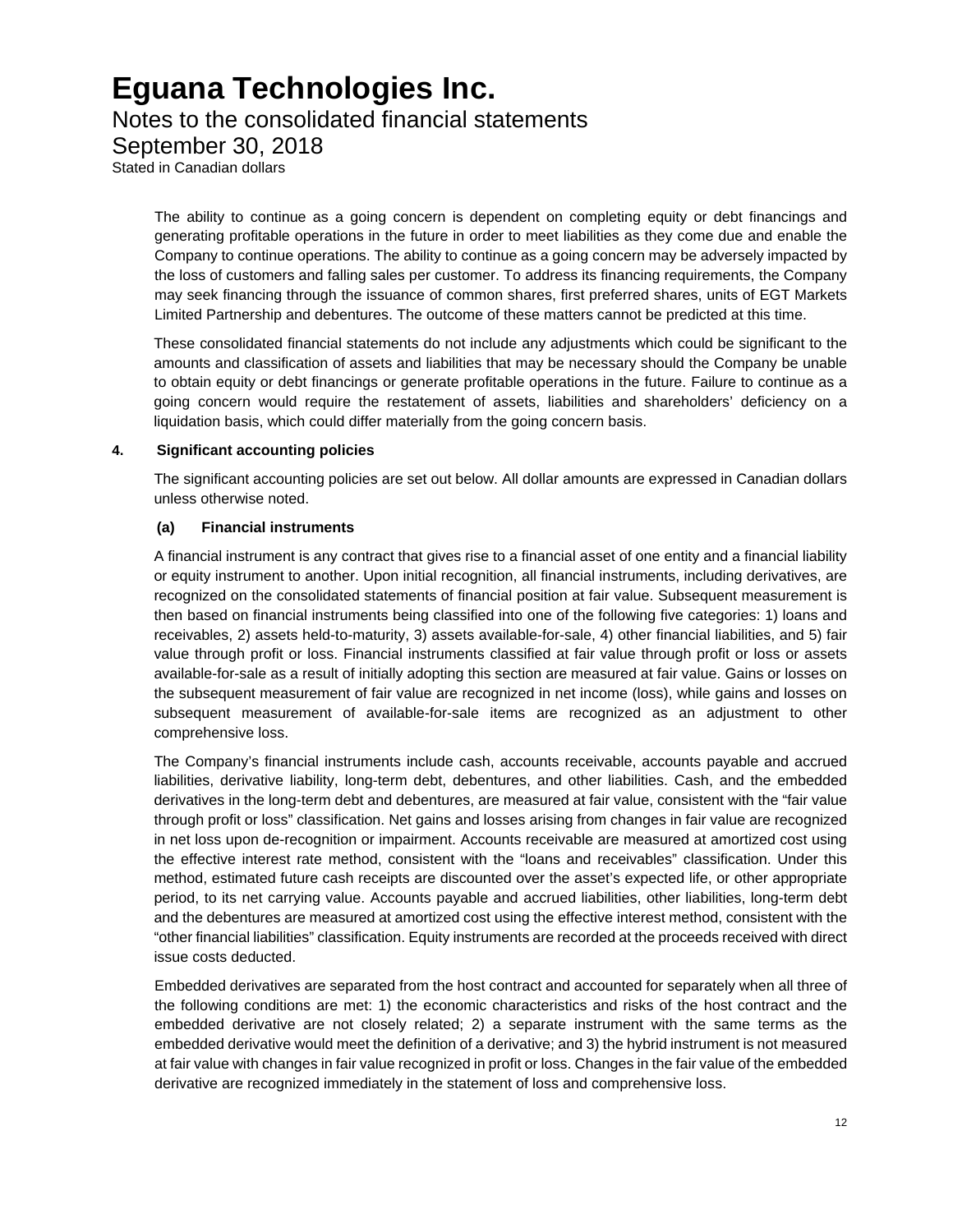The ability to continue as a going concern is dependent on completing equity or debt financings and generating profitable operations in the future in order to meet liabilities as they come due and enable the Company to continue operations. The ability to continue as a going concern may be adversely impacted by the loss of customers and falling sales per customer. To address its financing requirements, the Company may seek financing through the issuance of common shares, first preferred shares, units of EGT Markets Limited Partnership and debentures. The outcome of these matters cannot be predicted at this time.

These consolidated financial statements do not include any adjustments which could be significant to the amounts and classification of assets and liabilities that may be necessary should the Company be unable to obtain equity or debt financings or generate profitable operations in the future. Failure to continue as a going concern would require the restatement of assets, liabilities and shareholders' deficiency on a liquidation basis, which could differ materially from the going concern basis.

## 4. Significant accounting policies

The significant accounting policies are set out below. All dollar amounts are expressed in Canadian dollars unless otherwise noted.

### (a) Financial instruments

A financial instrument is any contract that gives rise to a financial asset of one entity and a financial liability or equity instrument to another. Upon initial recognition, all financial instruments, including derivatives, are recognized on the consolidated statements of financial position at fair value. Subsequent measurement is then based on financial instruments being classified into one of the following five categories: 1) loans and receivables, 2) assets held-to-maturity, 3) assets available-for-sale, 4) other financial liabilities, and 5) fair value through profit or loss. Financial instruments classified at fair value through profit or loss or assets available-for-sale as a result of initially adopting this section are measured at fair value. Gains or losses on the subsequent measurement of fair value are recognized in net income (loss), while gains and losses on subsequent measurement of available-for-sale items are recognized as an adjustment to other comprehensive loss.

The Company's financial instruments include cash, accounts receivable, accounts payable and accrued liabilities, derivative liability, long-term debt, debentures, and other liabilities. Cash, and the embedded derivatives in the long-term debt and debentures, are measured at fair value, consistent with the "fair value through profit or loss" classification. Net gains and losses arising from changes in fair value are recognized in net loss upon de-recognition or impairment. Accounts receivable are measured at amortized cost using the effective interest rate method, consistent with the "loans and receivables" classification. Under this method, estimated future cash receipts are discounted over the asset's expected life, or other appropriate period, to its net carrying value. Accounts payable and accrued liabilities, other liabilities, long-term debt and the debentures are measured at amortized cost using the effective interest method, consistent with the "other financial liabilities" classification. Equity instruments are recorded at the proceeds received with direct issue costs deducted.

Embedded derivatives are separated from the host contract and accounted for separately when all three of the following conditions are met: 1) the economic characteristics and risks of the host contract and the embedded derivative are not closely related; 2) a separate instrument with the same terms as the embedded derivative would meet the definition of a derivative; and 3) the hybrid instrument is not measured at fair value with changes in fair value recognized in profit or loss. Changes in the fair value of the embedded derivative are recognized immediately in the statement of loss and comprehensive loss.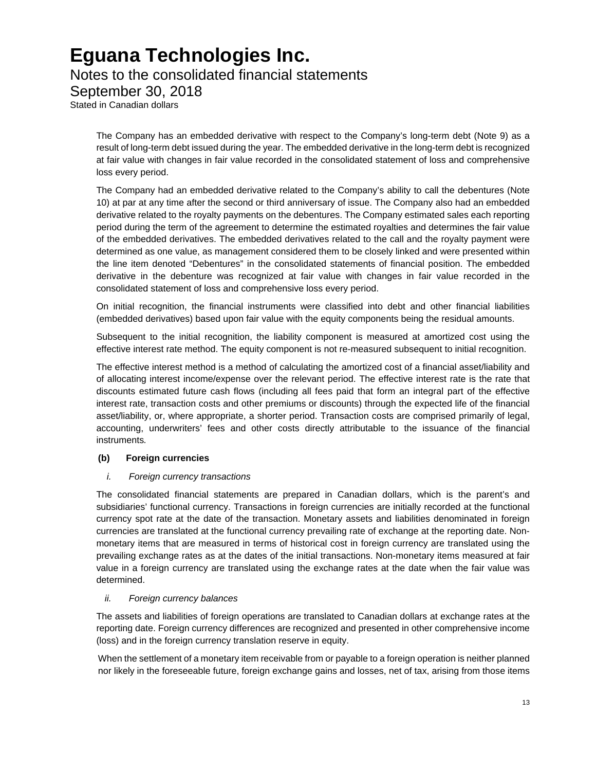The Company has an embedded derivative with respect to the Company's long-term debt (Note 9) as a result of long-term debt issued during the year. The embedded derivative in the long-term debt is recognized at fair value with changes in fair value recorded in the consolidated statement of loss and comprehensive loss every period.

The Company had an embedded derivative related to the Company's ability to call the debentures (Note 10) at par at any time after the second or third anniversary of issue. The Company also had an embedded derivative related to the royalty payments on the debentures. The Company estimated sales each reporting period during the term of the agreement to determine the estimated royalties and determines the fair value of the embedded derivatives. The embedded derivatives related to the call and the royalty payment were determined as one value, as management considered them to be closely linked and were presented within the line item denoted "Debentures" in the consolidated statements of financial position. The embedded derivative in the debenture was recognized at fair value with changes in fair value recorded in the consolidated statement of loss and comprehensive loss every period.

On initial recognition, the financial instruments were classified into debt and other financial liabilities (embedded derivatives) based upon fair value with the equity components being the residual amounts.

Subsequent to the initial recognition, the liability component is measured at amortized cost using the effective interest rate method. The equity component is not re-measured subsequent to initial recognition.

The effective interest method is a method of calculating the amortized cost of a financial asset/liability and of allocating interest income/expense over the relevant period. The effective interest rate is the rate that discounts estimated future cash flows (including all fees paid that form an integral part of the effective interest rate, transaction costs and other premiums or discounts) through the expected life of the financial asset/liability, or, where appropriate, a shorter period. Transaction costs are comprised primarily of legal, accounting, underwriters' fees and other costs directly attributable to the issuance of the financial instruments.

**(b) Foreign currencies**

*i. Foreign currency transactions*

The consolidated financial statements are prepared in Canadian dollars, which is the parent's and subsidiaries' functional currency. Transactions in foreign currencies are initially recorded at the functional currency spot rate at the date of the transaction. Monetary assets and liabilities denominated in foreign currencies are translated at the functional currency prevailing rate of exchange at the reporting date. Non-monetary items that are measured in terms of historical cost in foreign currency are translated using the prevailing exchange rates as at the dates of the initial transactions. Non-monetary items measured at fair value in a foreign currency are translated using the exchange rates at the date when the fair value was determined.

*ii. Foreign currency balances*

The assets and liabilities of foreign operations are translated to Canadian dollars at exchange rates at the reporting date. Foreign currency differences are recognized and presented in other comprehensive income (loss) and in the foreign currency translation reserve in equity.

When the settlement of a monetary item receivable from or payable to a foreign operation is neither planned nor likely in the foreseeable future, foreign exchange gains and losses, net of tax, arising from those items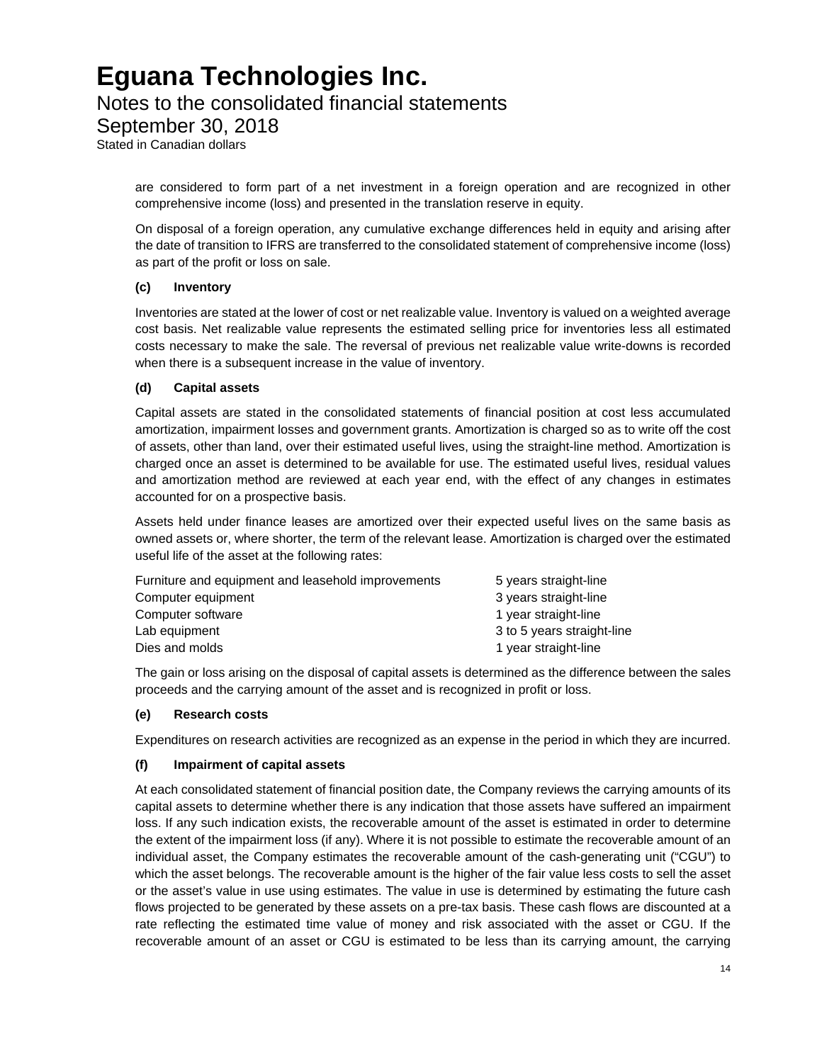are considered to form part of a net investment in a foreign operation and are recognized in other comprehensive income (loss) and presented in the translation reserve in equity.

On disposal of a foreign operation, any cumulative exchange differences held in equity and arising after the date of transition to IFRS are transferred to the consolidated statement of comprehensive income (loss) as part of the profit or loss on sale.

### (c) Inventory

Inventories are stated at the lower of cost or net realizable value. Inventory is valued on a weighted average cost basis. Net realizable value represents the estimated selling price for inventories less all estimated costs necessary to make the sale. The reversal of previous net realizable value write-downs is recorded when there is a subsequent increase in the value of inventory.

### (d) Capital assets

Capital assets are stated in the consolidated statements of financial position at cost less accumulated amortization, impairment losses and government grants. Amortization is charged so as to write off the cost of assets, other than land, over their estimated useful lives, using the straight-line method. Amortization is charged once an asset is determined to be available for use. The estimated useful lives, residual values and amortization method are reviewed at each year end, with the effect of any changes in estimates accounted for on a prospective basis.

Assets held under finance leases are amortized over their expected useful lives on the same basis as owned assets or, where shorter, the term of the relevant lease. Amortization is charged over the estimated useful life of the asset at the following rates:

| | |
|---|---|
| Furniture and equipment and leasehold improvements | 5 years straight-line |
| Computer equipment | 3 years straight-line |
| Computer software | 1 year straight-line |
| Lab equipment | 3 to 5 years straight-line |
| Dies and molds | 1 year straight-line |

The gain or loss arising on the disposal of capital assets is determined as the difference between the sales proceeds and the carrying amount of the asset and is recognized in profit or loss.

### (e) Research costs

Expenditures on research activities are recognized as an expense in the period in which they are incurred.

### (f) Impairment of capital assets

At each consolidated statement of financial position date, the Company reviews the carrying amounts of its capital assets to determine whether there is any indication that those assets have suffered an impairment loss. If any such indication exists, the recoverable amount of the asset is estimated in order to determine the extent of the impairment loss (if any). Where it is not possible to estimate the recoverable amount of an individual asset, the Company estimates the recoverable amount of the cash-generating unit ("CGU") to which the asset belongs. The recoverable amount is the higher of the fair value less costs to sell the asset or the asset's value in use using estimates. The value in use is determined by estimating the future cash flows projected to be generated by these assets on a pre-tax basis. These cash flows are discounted at a rate reflecting the estimated time value of money and risk associated with the asset or CGU. If the recoverable amount of an asset or CGU is estimated to be less than its carrying amount, the carrying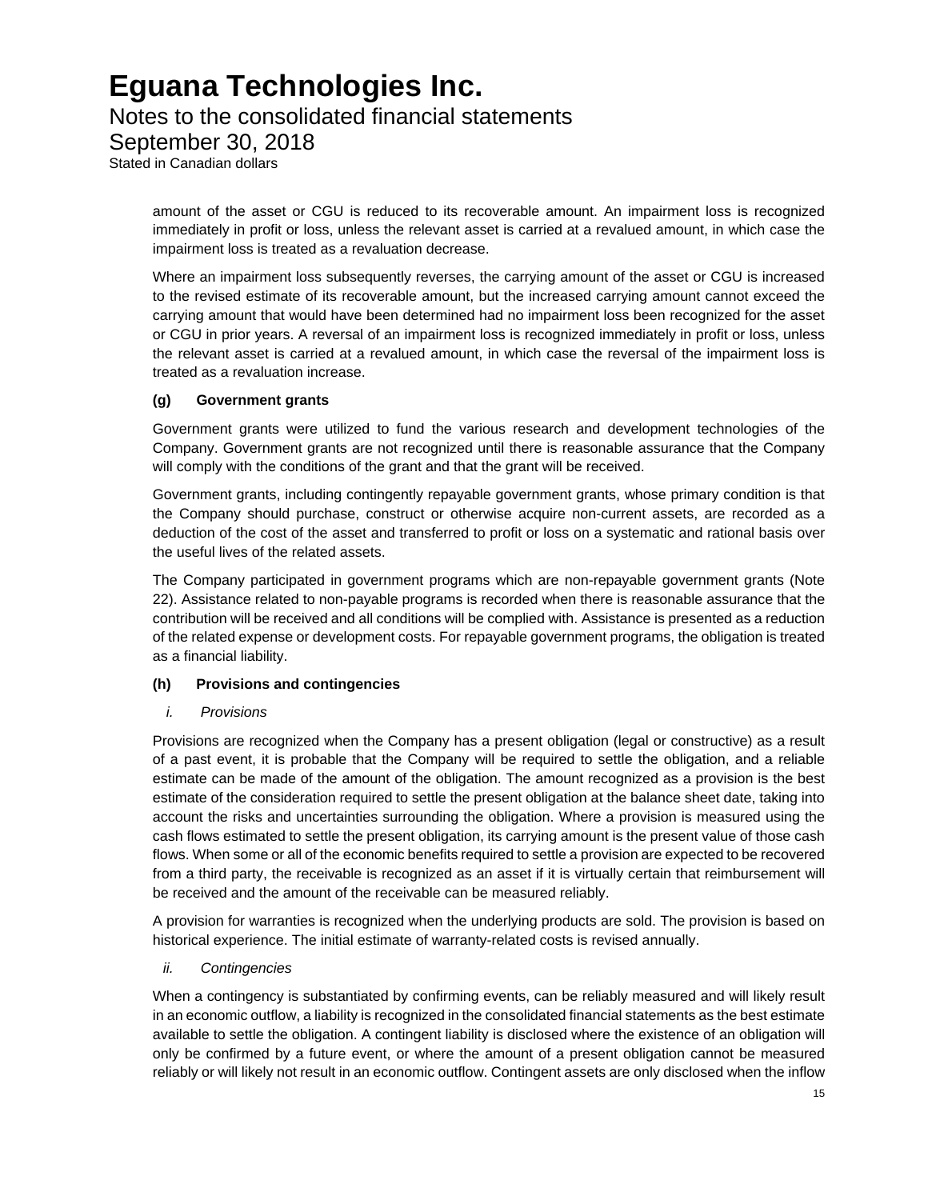amount of the asset or CGU is reduced to its recoverable amount. An impairment loss is recognized immediately in profit or loss, unless the relevant asset is carried at a revalued amount, in which case the impairment loss is treated as a revaluation decrease.

Where an impairment loss subsequently reverses, the carrying amount of the asset or CGU is increased to the revised estimate of its recoverable amount, but the increased carrying amount cannot exceed the carrying amount that would have been determined had no impairment loss been recognized for the asset or CGU in prior years. A reversal of an impairment loss is recognized immediately in profit or loss, unless the relevant asset is carried at a revalued amount, in which case the reversal of the impairment loss is treated as a revaluation increase.

#### (g) Government grants

Government grants were utilized to fund the various research and development technologies of the Company. Government grants are not recognized until there is reasonable assurance that the Company will comply with the conditions of the grant and that the grant will be received.

Government grants, including contingently repayable government grants, whose primary condition is that the Company should purchase, construct or otherwise acquire non-current assets, are recorded as a deduction of the cost of the asset and transferred to profit or loss on a systematic and rational basis over the useful lives of the related assets.

The Company participated in government programs which are non-repayable government grants (Note 22). Assistance related to non-payable programs is recorded when there is reasonable assurance that the contribution will be received and all conditions will be complied with. Assistance is presented as a reduction of the related expense or development costs. For repayable government programs, the obligation is treated as a financial liability.

#### (h) Provisions and contingencies

*i. Provisions*

Provisions are recognized when the Company has a present obligation (legal or constructive) as a result of a past event, it is probable that the Company will be required to settle the obligation, and a reliable estimate can be made of the amount of the obligation. The amount recognized as a provision is the best estimate of the consideration required to settle the present obligation at the balance sheet date, taking into account the risks and uncertainties surrounding the obligation. Where a provision is measured using the cash flows estimated to settle the present obligation, its carrying amount is the present value of those cash flows. When some or all of the economic benefits required to settle a provision are expected to be recovered from a third party, the receivable is recognized as an asset if it is virtually certain that reimbursement will be received and the amount of the receivable can be measured reliably.

A provision for warranties is recognized when the underlying products are sold. The provision is based on historical experience. The initial estimate of warranty-related costs is revised annually.

*ii. Contingencies*

When a contingency is substantiated by confirming events, can be reliably measured and will likely result in an economic outflow, a liability is recognized in the consolidated financial statements as the best estimate available to settle the obligation. A contingent liability is disclosed where the existence of an obligation will only be confirmed by a future event, or where the amount of a present obligation cannot be measured reliably or will likely not result in an economic outflow. Contingent assets are only disclosed when the inflow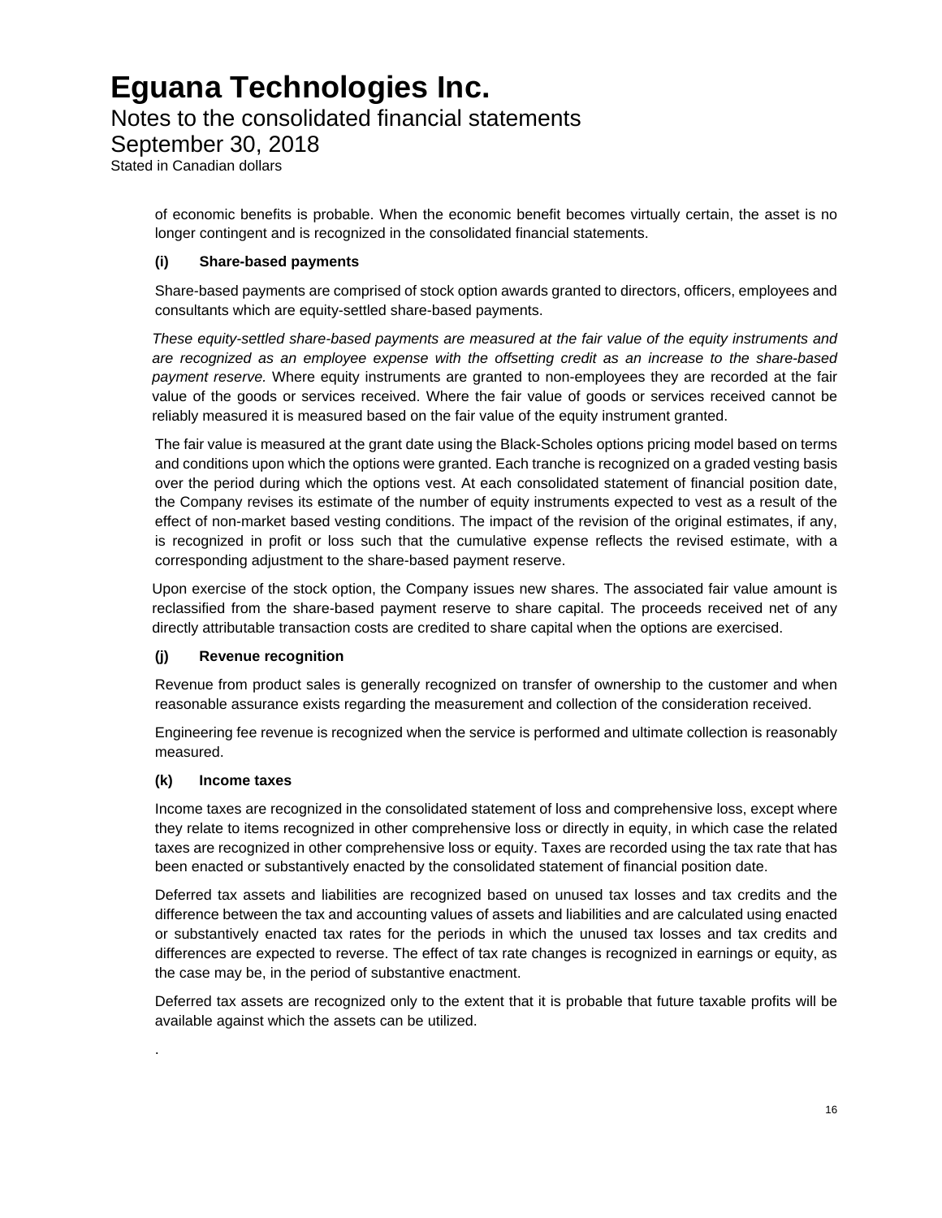of economic benefits is probable. When the economic benefit becomes virtually certain, the asset is no longer contingent and is recognized in the consolidated financial statements.

### (i) Share-based payments

Share-based payments are comprised of stock option awards granted to directors, officers, employees and consultants which are equity-settled share-based payments.

*These equity-settled share-based payments are measured at the fair value of the equity instruments and are recognized as an employee expense with the offsetting credit as an increase to the share-based payment reserve.* Where equity instruments are granted to non-employees they are recorded at the fair value of the goods or services received. Where the fair value of goods or services received cannot be reliably measured it is measured based on the fair value of the equity instrument granted.

The fair value is measured at the grant date using the Black-Scholes options pricing model based on terms and conditions upon which the options were granted. Each tranche is recognized on a graded vesting basis over the period during which the options vest. At each consolidated statement of financial position date, the Company revises its estimate of the number of equity instruments expected to vest as a result of the effect of non-market based vesting conditions. The impact of the revision of the original estimates, if any, is recognized in profit or loss such that the cumulative expense reflects the revised estimate, with a corresponding adjustment to the share-based payment reserve.

Upon exercise of the stock option, the Company issues new shares. The associated fair value amount is reclassified from the share-based payment reserve to share capital. The proceeds received net of any directly attributable transaction costs are credited to share capital when the options are exercised.

### (j) Revenue recognition

Revenue from product sales is generally recognized on transfer of ownership to the customer and when reasonable assurance exists regarding the measurement and collection of the consideration received.

Engineering fee revenue is recognized when the service is performed and ultimate collection is reasonably measured.

### (k) Income taxes

Income taxes are recognized in the consolidated statement of loss and comprehensive loss, except where they relate to items recognized in other comprehensive loss or directly in equity, in which case the related taxes are recognized in other comprehensive loss or equity. Taxes are recorded using the tax rate that has been enacted or substantively enacted by the consolidated statement of financial position date.

Deferred tax assets and liabilities are recognized based on unused tax losses and tax credits and the difference between the tax and accounting values of assets and liabilities and are calculated using enacted or substantively enacted tax rates for the periods in which the unused tax losses and tax credits and differences are expected to reverse. The effect of tax rate changes is recognized in earnings or equity, as the case may be, in the period of substantive enactment.

Deferred tax assets are recognized only to the extent that it is probable that future taxable profits will be available against which the assets can be utilized.

.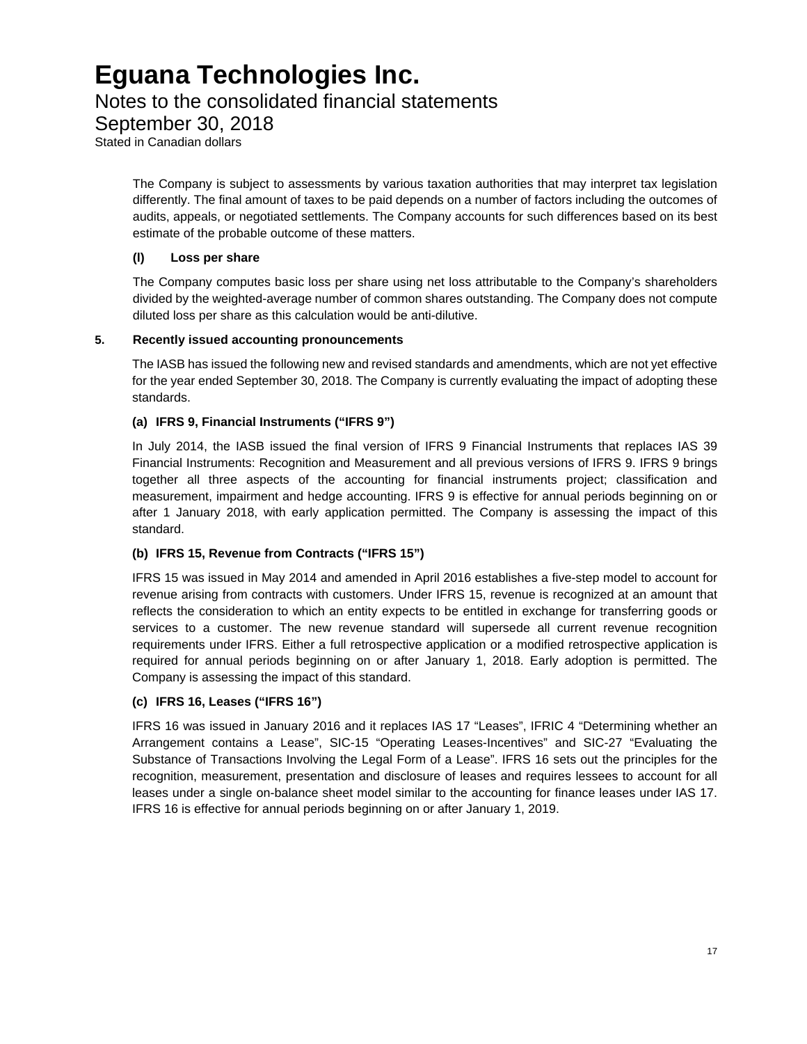The Company is subject to assessments by various taxation authorities that may interpret tax legislation differently. The final amount of taxes to be paid depends on a number of factors including the outcomes of audits, appeals, or negotiated settlements. The Company accounts for such differences based on its best estimate of the probable outcome of these matters.

**(l) Loss per share**

The Company computes basic loss per share using net loss attributable to the Company's shareholders divided by the weighted-average number of common shares outstanding. The Company does not compute diluted loss per share as this calculation would be anti-dilutive.

## 5. Recently issued accounting pronouncements

The IASB has issued the following new and revised standards and amendments, which are not yet effective for the year ended September 30, 2018. The Company is currently evaluating the impact of adopting these standards.

**(a) IFRS 9, Financial Instruments ("IFRS 9")**

In July 2014, the IASB issued the final version of IFRS 9 Financial Instruments that replaces IAS 39 Financial Instruments: Recognition and Measurement and all previous versions of IFRS 9. IFRS 9 brings together all three aspects of the accounting for financial instruments project; classification and measurement, impairment and hedge accounting. IFRS 9 is effective for annual periods beginning on or after 1 January 2018, with early application permitted. The Company is assessing the impact of this standard.

**(b) IFRS 15, Revenue from Contracts ("IFRS 15")**

IFRS 15 was issued in May 2014 and amended in April 2016 establishes a five-step model to account for revenue arising from contracts with customers. Under IFRS 15, revenue is recognized at an amount that reflects the consideration to which an entity expects to be entitled in exchange for transferring goods or services to a customer. The new revenue standard will supersede all current revenue recognition requirements under IFRS. Either a full retrospective application or a modified retrospective application is required for annual periods beginning on or after January 1, 2018. Early adoption is permitted. The Company is assessing the impact of this standard.

**(c) IFRS 16, Leases ("IFRS 16")**

IFRS 16 was issued in January 2016 and it replaces IAS 17 "Leases", IFRIC 4 "Determining whether an Arrangement contains a Lease", SIC-15 "Operating Leases-Incentives" and SIC-27 "Evaluating the Substance of Transactions Involving the Legal Form of a Lease". IFRS 16 sets out the principles for the recognition, measurement, presentation and disclosure of leases and requires lessees to account for all leases under a single on-balance sheet model similar to the accounting for finance leases under IAS 17. IFRS 16 is effective for annual periods beginning on or after January 1, 2019.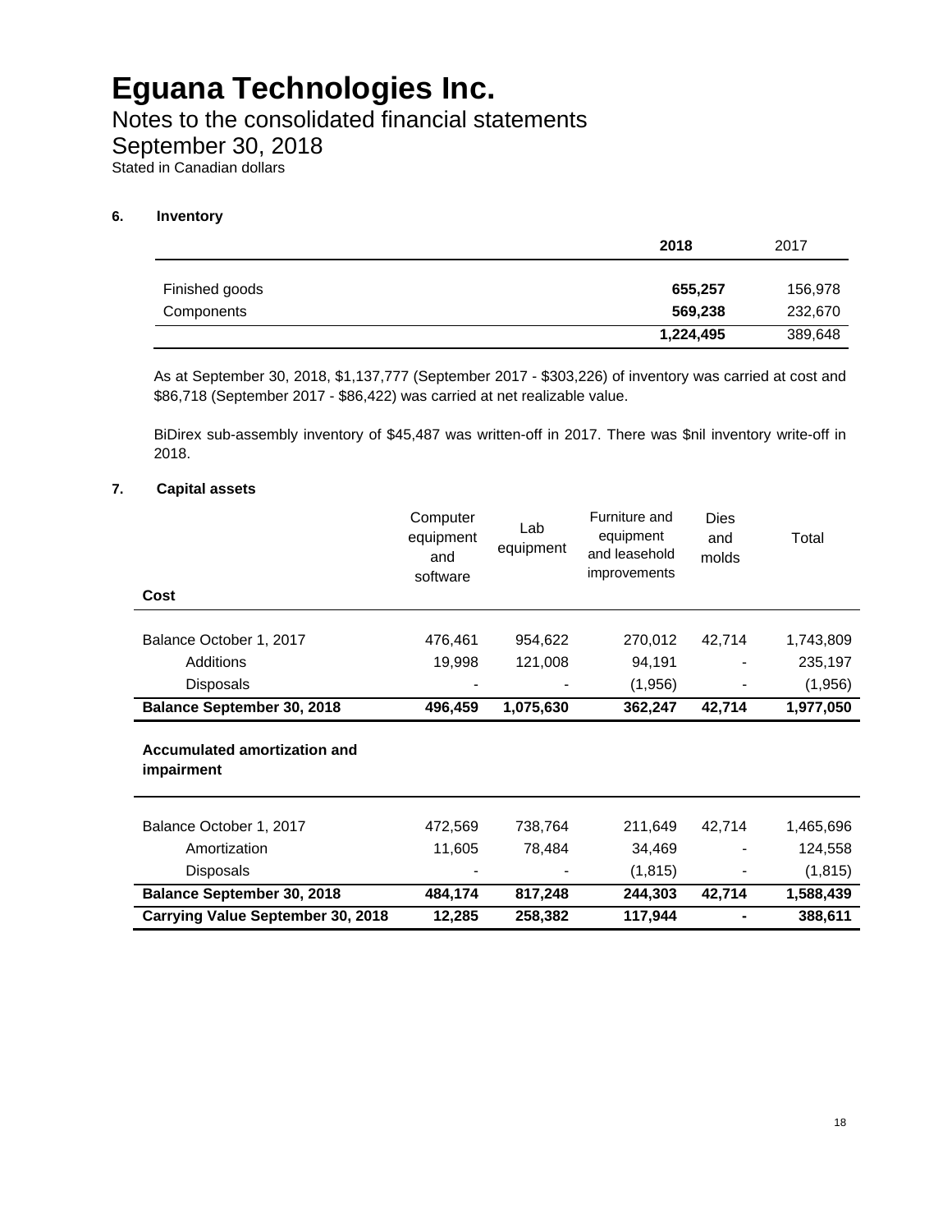# Eguana Technologies Inc.

## Notes to the consolidated financial statements

## September 30, 2018

Stated in Canadian dollars

### 6. Inventory

| | **2018** | 2017 |
|---|---|---|
| Finished goods | **655,257** | 156,978 |
| Components | **569,238** | 232,670 |
| | **1,224,495** | 389,648 |

As at September 30, 2018, $1,137,777 (September 2017 - $303,226) of inventory was carried at cost and $86,718 (September 2017 - $86,422) was carried at net realizable value.

BiDirex sub-assembly inventory of $45,487 was written-off in 2017. There was $nil inventory write-off in 2018.

### 7. Capital assets

| | Computer equipment and software | Lab equipment | Furniture and equipment and leasehold improvements | Dies and molds | Total |
|---|---|---|---|---|---|
| **Cost** | | | | | |
| Balance October 1, 2017 | 476,461 | 954,622 | 270,012 | 42,714 | 1,743,809 |
| Additions | 19,998 | 121,008 | 94,191 | - | 235,197 |
| Disposals | - | - | (1,956) | - | (1,956) |
| **Balance September 30, 2018** | **496,459** | **1,075,630** | **362,247** | **42,714** | **1,977,050** |
| **Accumulated amortization and impairment** | | | | | |
| Balance October 1, 2017 | 472,569 | 738,764 | 211,649 | 42,714 | 1,465,696 |
| Amortization | 11,605 | 78,484 | 34,469 | - | 124,558 |
| Disposals | - | - | (1,815) | - | (1,815) |
| **Balance September 30, 2018** | **484,174** | **817,248** | **244,303** | **42,714** | **1,588,439** |
| **Carrying Value September 30, 2018** | **12,285** | **258,382** | **117,944** | **-** | **388,611** |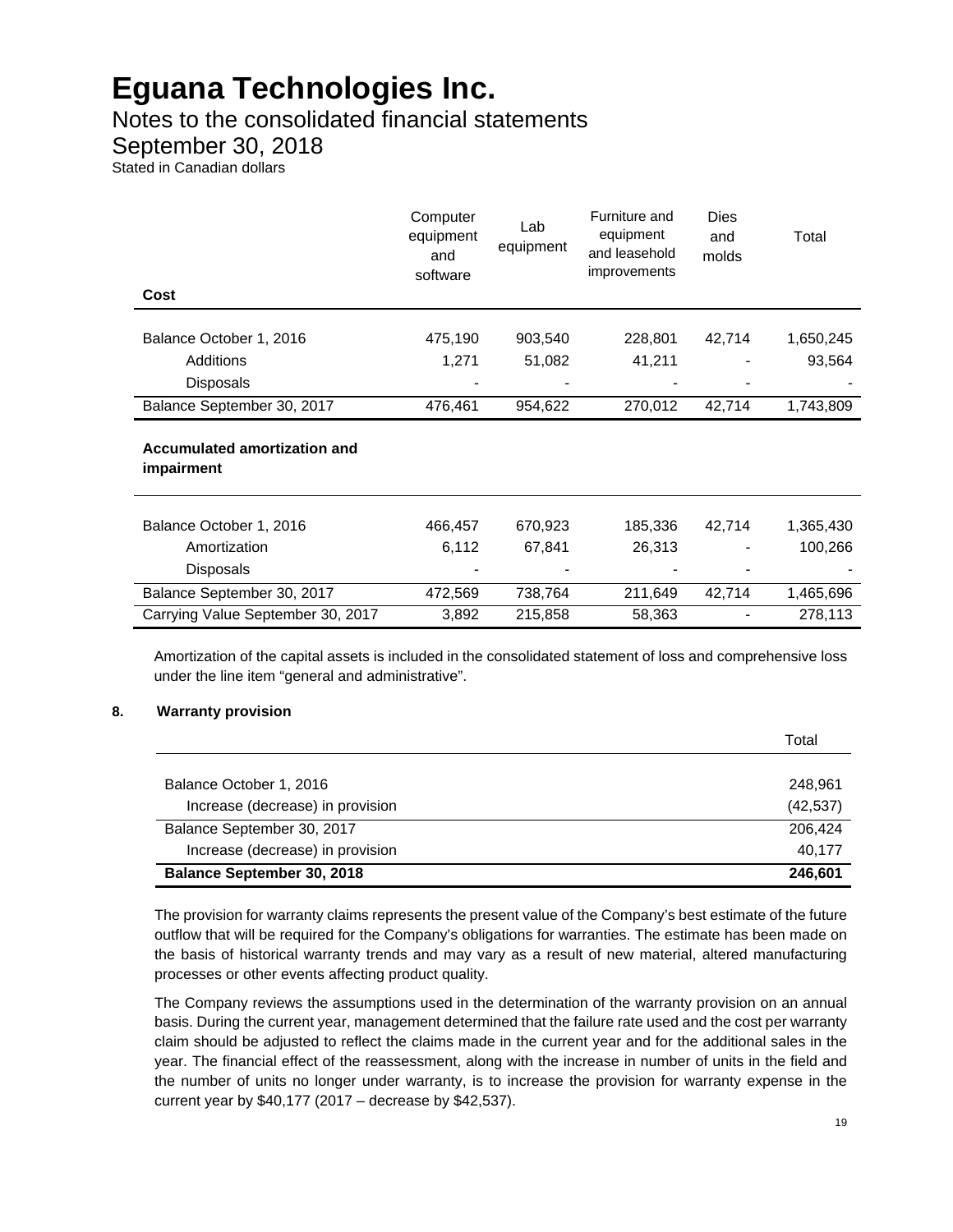# Eguana Technologies Inc.

Notes to the consolidated financial statements

September 30, 2018

Stated in Canadian dollars

| Cost | Computer equipment and software | Lab equipment | Furniture and equipment and leasehold improvements | Dies and molds | Total |
|---|---|---|---|---|---|
| Balance October 1, 2016 | 475,190 | 903,540 | 228,801 | 42,714 | 1,650,245 |
| Additions | 1,271 | 51,082 | 41,211 | - | 93,564 |
| Disposals | - | - | - | - | - |
| Balance September 30, 2017 | 476,461 | 954,622 | 270,012 | 42,714 | 1,743,809 |
| **Accumulated amortization and impairment** | | | | | |
| Balance October 1, 2016 | 466,457 | 670,923 | 185,336 | 42,714 | 1,365,430 |
| Amortization | 6,112 | 67,841 | 26,313 | - | 100,266 |
| Disposals | - | - | - | - | - |
| Balance September 30, 2017 | 472,569 | 738,764 | 211,649 | 42,714 | 1,465,696 |
| Carrying Value September 30, 2017 | 3,892 | 215,858 | 58,363 | - | 278,113 |

Amortization of the capital assets is included in the consolidated statement of loss and comprehensive loss under the line item "general and administrative".

## 8. Warranty provision

| | Total |
|---|---|
| Balance October 1, 2016 | 248,961 |
| Increase (decrease) in provision | (42,537) |
| Balance September 30, 2017 | 206,424 |
| Increase (decrease) in provision | 40,177 |
| **Balance September 30, 2018** | **246,601** |

The provision for warranty claims represents the present value of the Company's best estimate of the future outflow that will be required for the Company's obligations for warranties. The estimate has been made on the basis of historical warranty trends and may vary as a result of new material, altered manufacturing processes or other events affecting product quality.

The Company reviews the assumptions used in the determination of the warranty provision on an annual basis. During the current year, management determined that the failure rate used and the cost per warranty claim should be adjusted to reflect the claims made in the current year and for the additional sales in the year. The financial effect of the reassessment, along with the increase in number of units in the field and the number of units no longer under warranty, is to increase the provision for warranty expense in the current year by $40,177 (2017 – decrease by $42,537).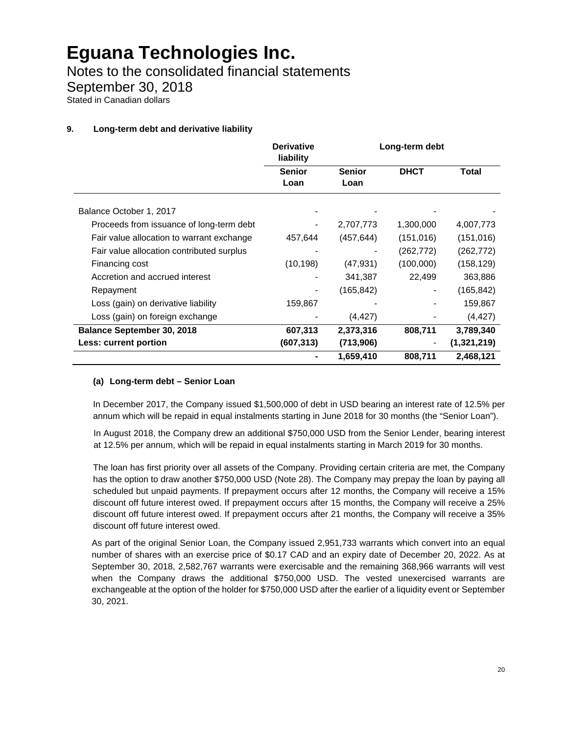# Eguana Technologies Inc.

## Notes to the consolidated financial statements

## September 30, 2018

Stated in Canadian dollars

### 9. Long-term debt and derivative liability

| | Derivative liability | Long-term debt | | |
|---|---|---|---|---|
| | **Senior Loan** | **Senior Loan** | **DHCT** | **Total** |
| Balance October 1, 2017 | - | - | - | - |
| Proceeds from issuance of long-term debt | - | 2,707,773 | 1,300,000 | 4,007,773 |
| Fair value allocation to warrant exchange | 457,644 | (457,644) | (151,016) | (151,016) |
| Fair value allocation contributed surplus | - | - | (262,772) | (262,772) |
| Financing cost | (10,198) | (47,931) | (100,000) | (158,129) |
| Accretion and accrued interest | - | 341,387 | 22,499 | 363,886 |
| Repayment | - | (165,842) | - | (165,842) |
| Loss (gain) on derivative liability | 159,867 | | - | 159,867 |
| Loss (gain) on foreign exchange | - | (4,427) | - | (4,427) |
| **Balance September 30, 2018** | **607,313** | **2,373,316** | **808,711** | **3,789,340** |
| **Less: current portion** | **(607,313)** | **(713,906)** | - | **(1,321,219)** |
| | **-** | **1,659,410** | **808,711** | **2,468,121** |

#### (a) Long-term debt – Senior Loan

In December 2017, the Company issued $1,500,000 of debt in USD bearing an interest rate of 12.5% per annum which will be repaid in equal instalments starting in June 2018 for 30 months (the "Senior Loan").

In August 2018, the Company drew an additional $750,000 USD from the Senior Lender, bearing interest at 12.5% per annum, which will be repaid in equal instalments starting in March 2019 for 30 months.

The loan has first priority over all assets of the Company. Providing certain criteria are met, the Company has the option to draw another $750,000 USD (Note 28). The Company may prepay the loan by paying all scheduled but unpaid payments. If prepayment occurs after 12 months, the Company will receive a 15% discount off future interest owed. If prepayment occurs after 15 months, the Company will receive a 25% discount off future interest owed. If prepayment occurs after 21 months, the Company will receive a 35% discount off future interest owed.

As part of the original Senior Loan, the Company issued 2,951,733 warrants which convert into an equal number of shares with an exercise price of $0.17 CAD and an expiry date of December 20, 2022. As at September 30, 2018, 2,582,767 warrants were exercisable and the remaining 368,966 warrants will vest when the Company draws the additional $750,000 USD. The vested unexercised warrants are exchangeable at the option of the holder for $750,000 USD after the earlier of a liquidity event or September 30, 2021.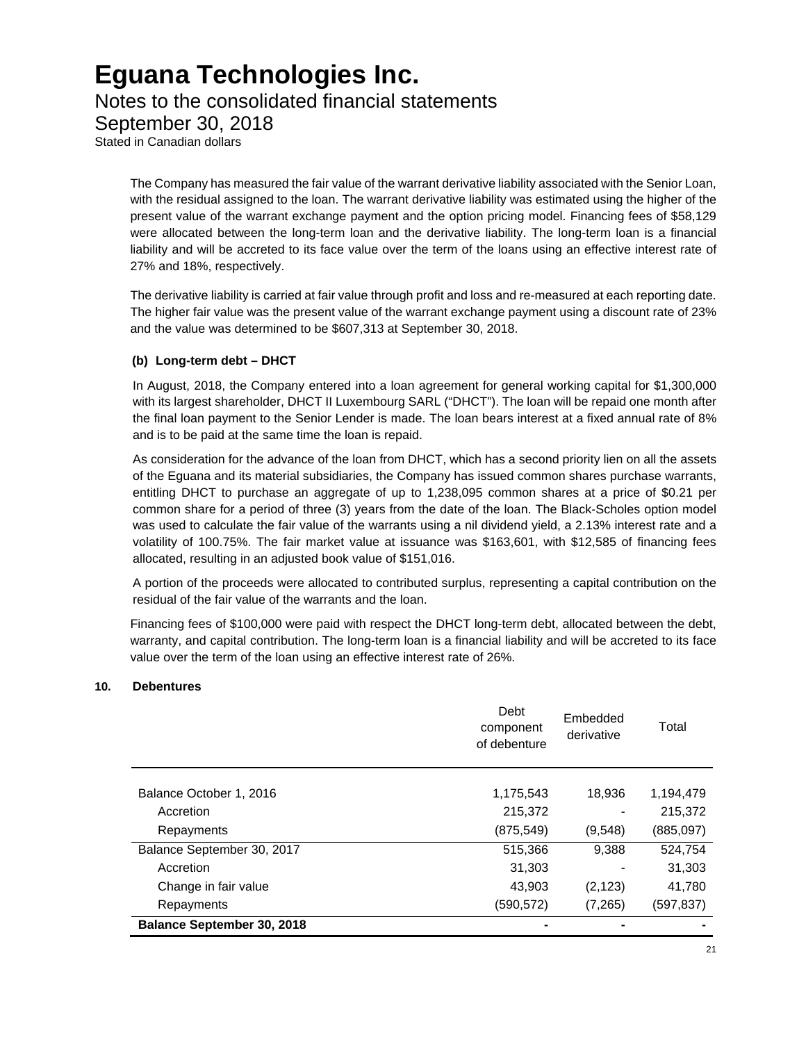The Company has measured the fair value of the warrant derivative liability associated with the Senior Loan, with the residual assigned to the loan. The warrant derivative liability was estimated using the higher of the present value of the warrant exchange payment and the option pricing model. Financing fees of $58,129 were allocated between the long-term loan and the derivative liability. The long-term loan is a financial liability and will be accreted to its face value over the term of the loans using an effective interest rate of 27% and 18%, respectively.

The derivative liability is carried at fair value through profit and loss and re-measured at each reporting date. The higher fair value was the present value of the warrant exchange payment using a discount rate of 23% and the value was determined to be $607,313 at September 30, 2018.

**(b) Long-term debt – DHCT**

In August, 2018, the Company entered into a loan agreement for general working capital for $1,300,000 with its largest shareholder, DHCT II Luxembourg SARL ("DHCT"). The loan will be repaid one month after the final loan payment to the Senior Lender is made. The loan bears interest at a fixed annual rate of 8% and is to be paid at the same time the loan is repaid.

As consideration for the advance of the loan from DHCT, which has a second priority lien on all the assets of the Eguana and its material subsidiaries, the Company has issued common shares purchase warrants, entitling DHCT to purchase an aggregate of up to 1,238,095 common shares at a price of $0.21 per common share for a period of three (3) years from the date of the loan. The Black-Scholes option model was used to calculate the fair value of the warrants using a nil dividend yield, a 2.13% interest rate and a volatility of 100.75%. The fair market value at issuance was $163,601, with $12,585 of financing fees allocated, resulting in an adjusted book value of $151,016.

A portion of the proceeds were allocated to contributed surplus, representing a capital contribution on the residual of the fair value of the warrants and the loan.

Financing fees of $100,000 were paid with respect the DHCT long-term debt, allocated between the debt, warranty, and capital contribution. The long-term loan is a financial liability and will be accreted to its face value over the term of the loan using an effective interest rate of 26%.

## 10. Debentures

| | Debt component of debenture | Embedded derivative | Total |
|---|---|---|---|
| Balance October 1, 2016 | 1,175,543 | 18,936 | 1,194,479 |
| Accretion | 215,372 | - | 215,372 |
| Repayments | (875,549) | (9,548) | (885,097) |
| Balance September 30, 2017 | 515,366 | 9,388 | 524,754 |
| Accretion | 31,303 | - | 31,303 |
| Change in fair value | 43,903 | (2,123) | 41,780 |
| Repayments | (590,572) | (7,265) | (597,837) |
| **Balance September 30, 2018** | **-** | **-** | **-** |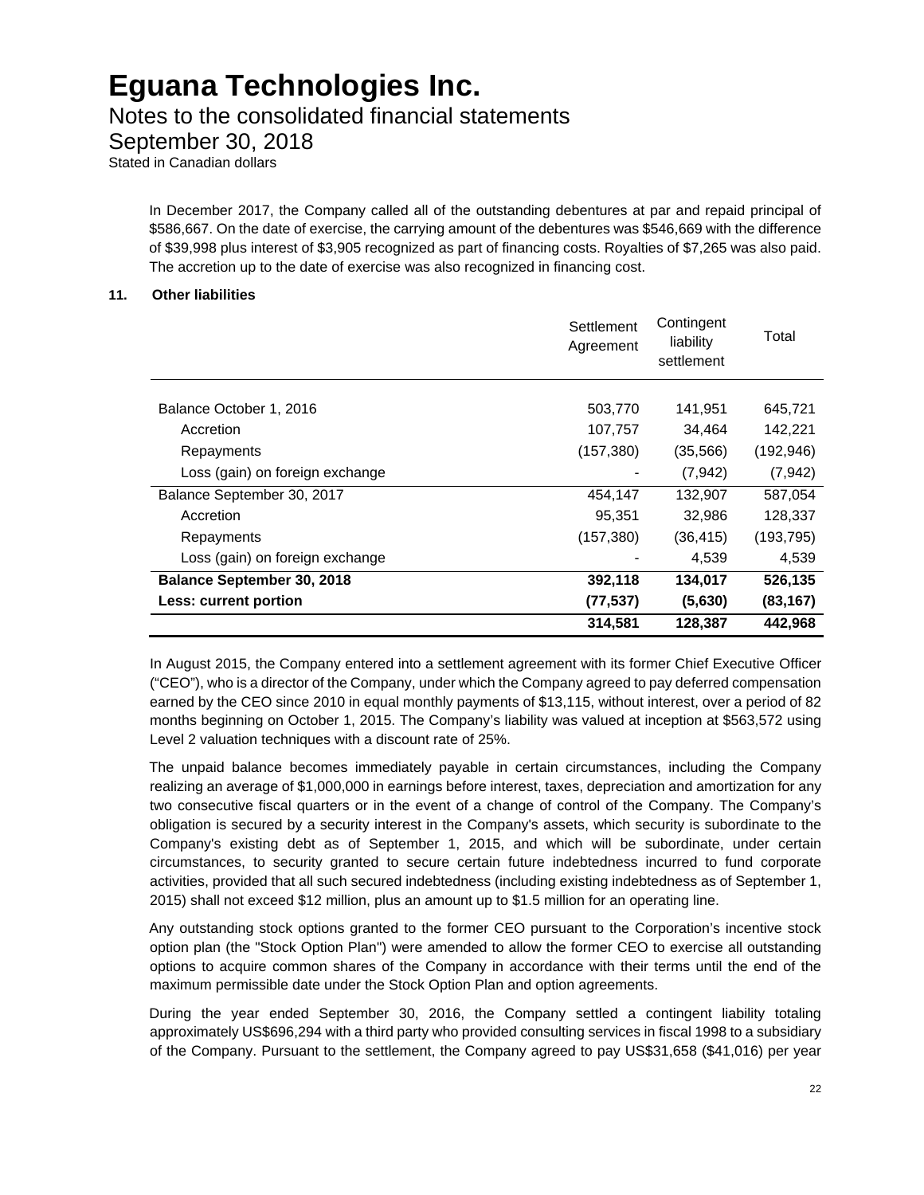In December 2017, the Company called all of the outstanding debentures at par and repaid principal of $586,667. On the date of exercise, the carrying amount of the debentures was $546,669 with the difference of $39,998 plus interest of $3,905 recognized as part of financing costs. Royalties of $7,265 was also paid. The accretion up to the date of exercise was also recognized in financing cost.

## 11. Other liabilities

| | Settlement Agreement | Contingent liability settlement | Total |
|---|---|---|---|
| Balance October 1, 2016 | 503,770 | 141,951 | 645,721 |
| Accretion | 107,757 | 34,464 | 142,221 |
| Repayments | (157,380) | (35,566) | (192,946) |
| Loss (gain) on foreign exchange | - | (7,942) | (7,942) |
| Balance September 30, 2017 | 454,147 | 132,907 | 587,054 |
| Accretion | 95,351 | 32,986 | 128,337 |
| Repayments | (157,380) | (36,415) | (193,795) |
| Loss (gain) on foreign exchange | - | 4,539 | 4,539 |
| **Balance September 30, 2018** | **392,118** | **134,017** | **526,135** |
| **Less: current portion** | **(77,537)** | **(5,630)** | **(83,167)** |
| | **314,581** | **128,387** | **442,968** |

In August 2015, the Company entered into a settlement agreement with its former Chief Executive Officer ("CEO"), who is a director of the Company, under which the Company agreed to pay deferred compensation earned by the CEO since 2010 in equal monthly payments of $13,115, without interest, over a period of 82 months beginning on October 1, 2015. The Company's liability was valued at inception at $563,572 using Level 2 valuation techniques with a discount rate of 25%.

The unpaid balance becomes immediately payable in certain circumstances, including the Company realizing an average of $1,000,000 in earnings before interest, taxes, depreciation and amortization for any two consecutive fiscal quarters or in the event of a change of control of the Company. The Company's obligation is secured by a security interest in the Company's assets, which security is subordinate to the Company's existing debt as of September 1, 2015, and which will be subordinate, under certain circumstances, to security granted to secure certain future indebtedness incurred to fund corporate activities, provided that all such secured indebtedness (including existing indebtedness as of September 1, 2015) shall not exceed $12 million, plus an amount up to $1.5 million for an operating line.

Any outstanding stock options granted to the former CEO pursuant to the Corporation's incentive stock option plan (the "Stock Option Plan") were amended to allow the former CEO to exercise all outstanding options to acquire common shares of the Company in accordance with their terms until the end of the maximum permissible date under the Stock Option Plan and option agreements.

During the year ended September 30, 2016, the Company settled a contingent liability totaling approximately US$696,294 with a third party who provided consulting services in fiscal 1998 to a subsidiary of the Company. Pursuant to the settlement, the Company agreed to pay US$31,658 ($41,016) per year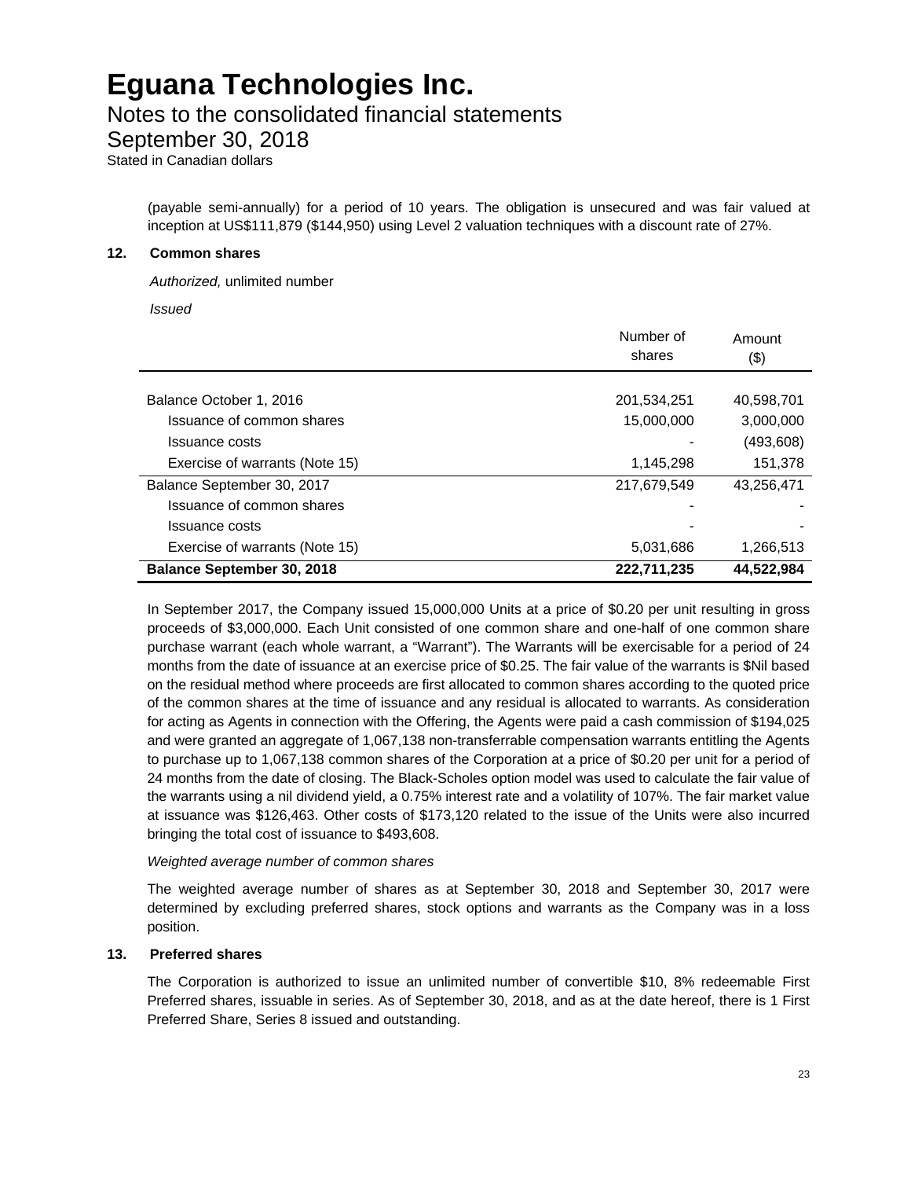(payable semi-annually) for a period of 10 years. The obligation is unsecured and was fair valued at inception at US$111,879 ($144,950) using Level 2 valuation techniques with a discount rate of 27%.

## 12. Common shares

*Authorized,* unlimited number

*Issued*

| | Number of shares | Amount ($) |
|---|---|---|
| Balance October 1, 2016 | 201,534,251 | 40,598,701 |
| Issuance of common shares | 15,000,000 | 3,000,000 |
| Issuance costs | - | (493,608) |
| Exercise of warrants (Note 15) | 1,145,298 | 151,378 |
| Balance September 30, 2017 | 217,679,549 | 43,256,471 |
| Issuance of common shares | - | - |
| Issuance costs | - | - |
| Exercise of warrants (Note 15) | 5,031,686 | 1,266,513 |
| **Balance September 30, 2018** | **222,711,235** | **44,522,984** |

In September 2017, the Company issued 15,000,000 Units at a price of $0.20 per unit resulting in gross proceeds of $3,000,000. Each Unit consisted of one common share and one-half of one common share purchase warrant (each whole warrant, a "Warrant"). The Warrants will be exercisable for a period of 24 months from the date of issuance at an exercise price of $0.25. The fair value of the warrants is $Nil based on the residual method where proceeds are first allocated to common shares according to the quoted price of the common shares at the time of issuance and any residual is allocated to warrants. As consideration for acting as Agents in connection with the Offering, the Agents were paid a cash commission of $194,025 and were granted an aggregate of 1,067,138 non-transferrable compensation warrants entitling the Agents to purchase up to 1,067,138 common shares of the Corporation at a price of $0.20 per unit for a period of 24 months from the date of closing. The Black-Scholes option model was used to calculate the fair value of the warrants using a nil dividend yield, a 0.75% interest rate and a volatility of 107%. The fair market value at issuance was $126,463. Other costs of $173,120 related to the issue of the Units were also incurred bringing the total cost of issuance to $493,608.

*Weighted average number of common shares*

The weighted average number of shares as at September 30, 2018 and September 30, 2017 were determined by excluding preferred shares, stock options and warrants as the Company was in a loss position.

## 13. Preferred shares

The Corporation is authorized to issue an unlimited number of convertible $10, 8% redeemable First Preferred shares, issuable in series. As of September 30, 2018, and as at the date hereof, there is 1 First Preferred Share, Series 8 issued and outstanding.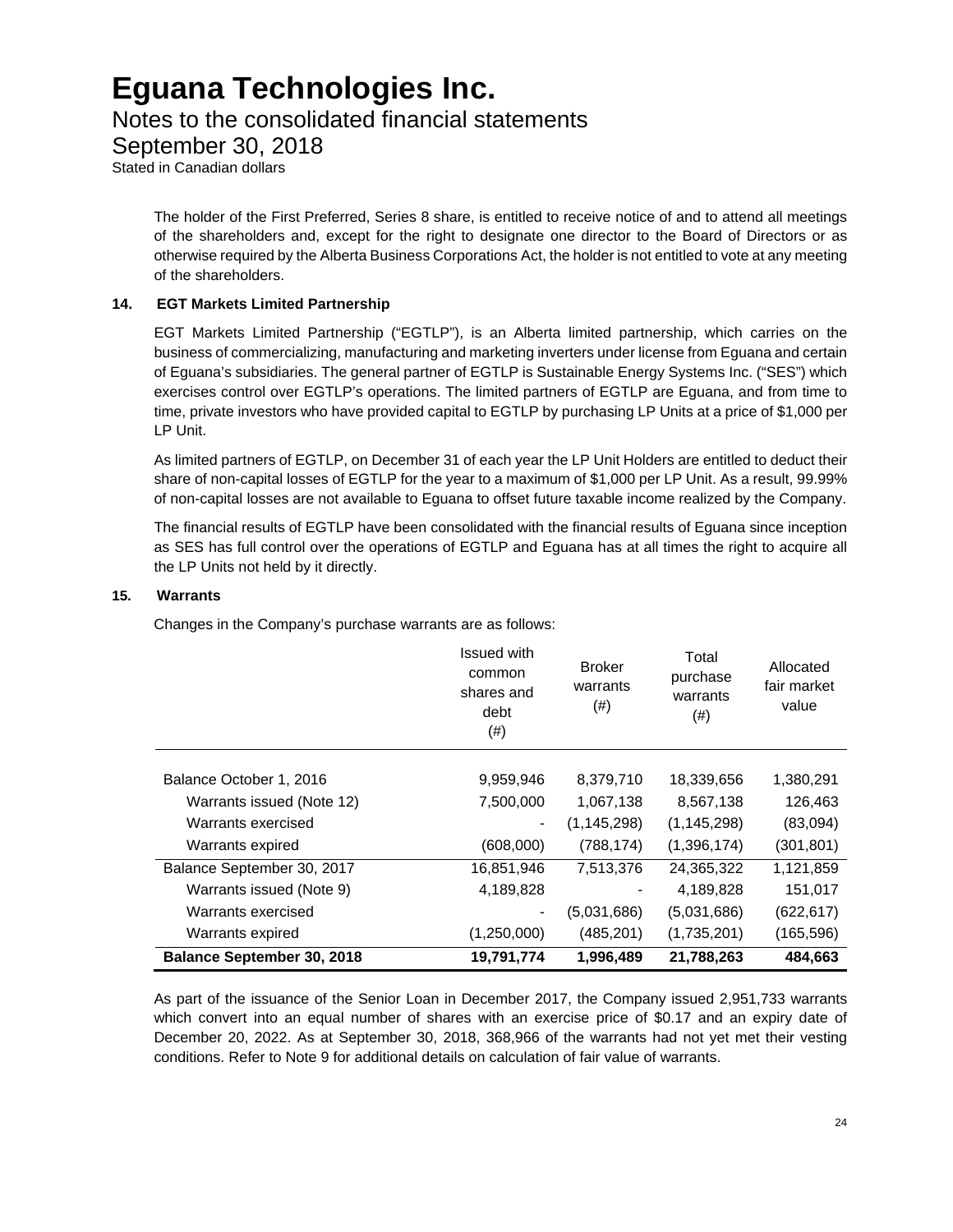The holder of the First Preferred, Series 8 share, is entitled to receive notice of and to attend all meetings of the shareholders and, except for the right to designate one director to the Board of Directors or as otherwise required by the Alberta Business Corporations Act, the holder is not entitled to vote at any meeting of the shareholders.

### 14. EGT Markets Limited Partnership

EGT Markets Limited Partnership ("EGTLP"), is an Alberta limited partnership, which carries on the business of commercializing, manufacturing and marketing inverters under license from Eguana and certain of Eguana's subsidiaries. The general partner of EGTLP is Sustainable Energy Systems Inc. ("SES") which exercises control over EGTLP's operations. The limited partners of EGTLP are Eguana, and from time to time, private investors who have provided capital to EGTLP by purchasing LP Units at a price of $1,000 per LP Unit.

As limited partners of EGTLP, on December 31 of each year the LP Unit Holders are entitled to deduct their share of non-capital losses of EGTLP for the year to a maximum of $1,000 per LP Unit. As a result, 99.99% of non-capital losses are not available to Eguana to offset future taxable income realized by the Company.

The financial results of EGTLP have been consolidated with the financial results of Eguana since inception as SES has full control over the operations of EGTLP and Eguana has at all times the right to acquire all the LP Units not held by it directly.

### 15. Warrants

Changes in the Company's purchase warrants are as follows:

| | Issued with common shares and debt (#) | Broker warrants (#) | Total purchase warrants (#) | Allocated fair market value |
|---|---|---|---|---|
| Balance October 1, 2016 | 9,959,946 | 8,379,710 | 18,339,656 | 1,380,291 |
| Warrants issued (Note 12) | 7,500,000 | 1,067,138 | 8,567,138 | 126,463 |
| Warrants exercised | - | (1,145,298) | (1,145,298) | (83,094) |
| Warrants expired | (608,000) | (788,174) | (1,396,174) | (301,801) |
| Balance September 30, 2017 | 16,851,946 | 7,513,376 | 24,365,322 | 1,121,859 |
| Warrants issued (Note 9) | 4,189,828 | - | 4,189,828 | 151,017 |
| Warrants exercised | - | (5,031,686) | (5,031,686) | (622,617) |
| Warrants expired | (1,250,000) | (485,201) | (1,735,201) | (165,596) |
| **Balance September 30, 2018** | **19,791,774** | **1,996,489** | **21,788,263** | **484,663** |

As part of the issuance of the Senior Loan in December 2017, the Company issued 2,951,733 warrants which convert into an equal number of shares with an exercise price of $0.17 and an expiry date of December 20, 2022. As at September 30, 2018, 368,966 of the warrants had not yet met their vesting conditions. Refer to Note 9 for additional details on calculation of fair value of warrants.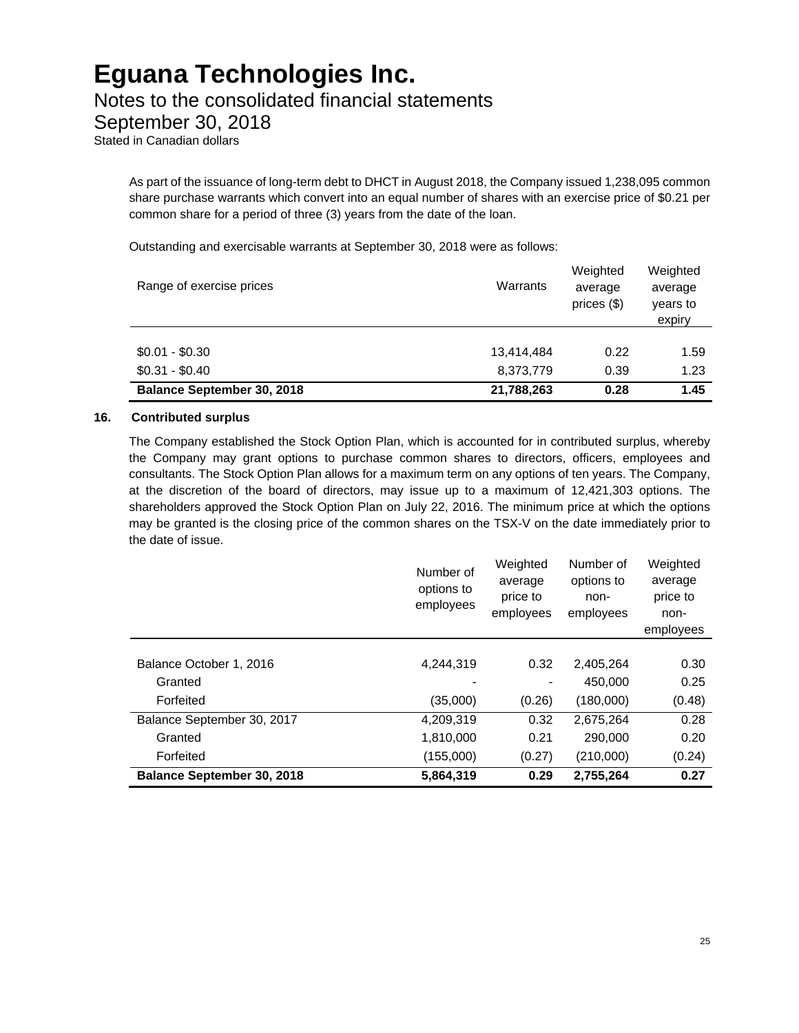As part of the issuance of long-term debt to DHCT in August 2018, the Company issued 1,238,095 common share purchase warrants which convert into an equal number of shares with an exercise price of $0.21 per common share for a period of three (3) years from the date of the loan.

Outstanding and exercisable warrants at September 30, 2018 were as follows:

| Range of exercise prices | Warrants | Weighted average prices ($) | Weighted average years to expiry |
|---|---|---|---|
| $0.01 - $0.30 | 13,414,484 | 0.22 | 1.59 |
| $0.31 - $0.40 | 8,373,779 | 0.39 | 1.23 |
| **Balance September 30, 2018** | **21,788,263** | **0.28** | **1.45** |

## 16. Contributed surplus

The Company established the Stock Option Plan, which is accounted for in contributed surplus, whereby the Company may grant options to purchase common shares to directors, officers, employees and consultants. The Stock Option Plan allows for a maximum term on any options of ten years. The Company, at the discretion of the board of directors, may issue up to a maximum of 12,421,303 options. The shareholders approved the Stock Option Plan on July 22, 2016. The minimum price at which the options may be granted is the closing price of the common shares on the TSX-V on the date immediately prior to the date of issue.

| | Number of options to employees | Weighted average price to employees | Number of options to non-employees | Weighted average price to non-employees |
|---|---|---|---|---|
| Balance October 1, 2016 | 4,244,319 | 0.32 | 2,405,264 | 0.30 |
| Granted | - | - | 450,000 | 0.25 |
| Forfeited | (35,000) | (0.26) | (180,000) | (0.48) |
| Balance September 30, 2017 | 4,209,319 | 0.32 | 2,675,264 | 0.28 |
| Granted | 1,810,000 | 0.21 | 290,000 | 0.20 |
| Forfeited | (155,000) | (0.27) | (210,000) | (0.24) |
| **Balance September 30, 2018** | **5,864,319** | **0.29** | **2,755,264** | **0.27** |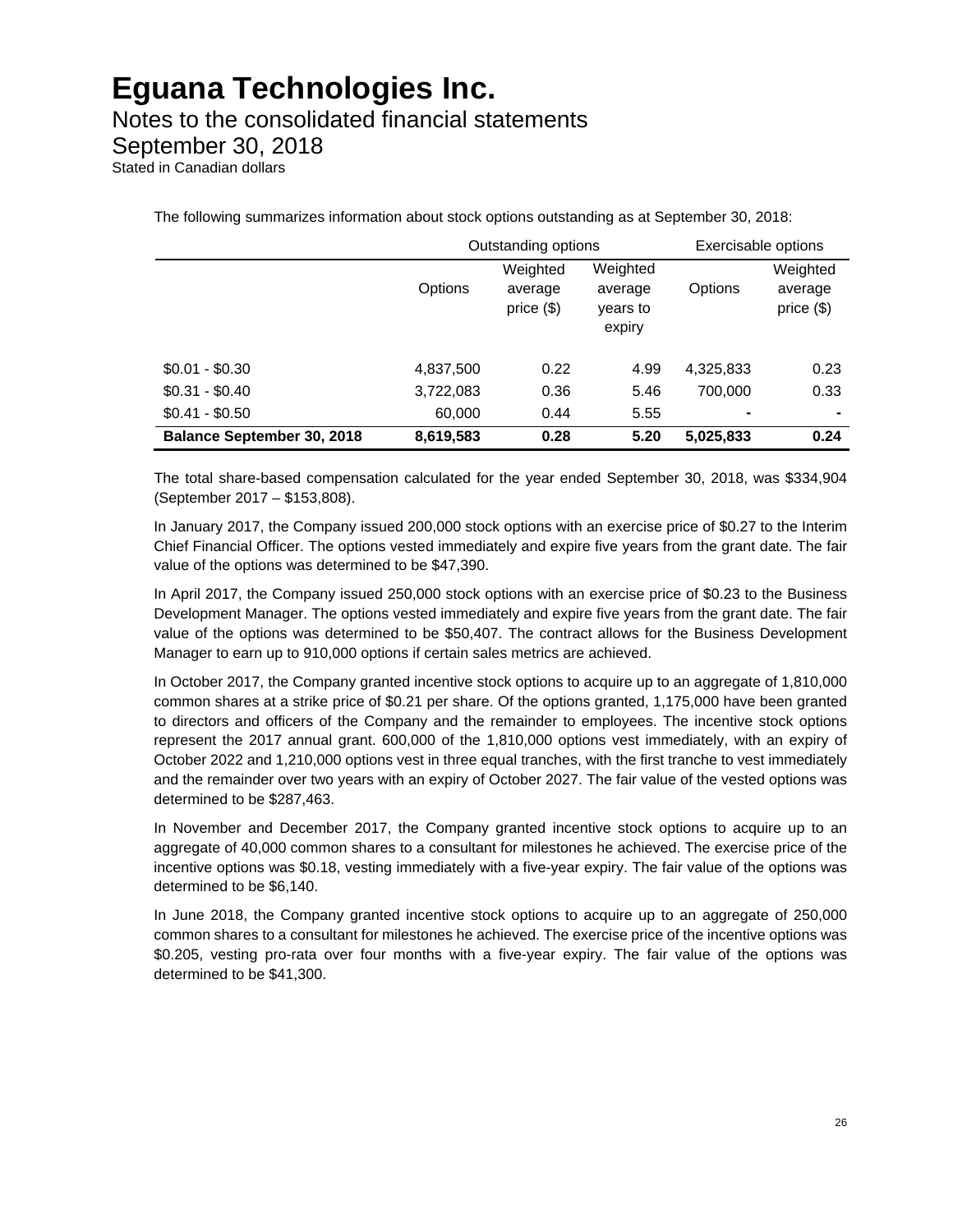# Eguana Technologies Inc.

Notes to the consolidated financial statements

September 30, 2018

Stated in Canadian dollars

The following summarizes information about stock options outstanding as at September 30, 2018:

| | Outstanding options | | | Exercisable options | |
|---|---|---|---|---|---|
| | Options | Weighted average price ($) | Weighted average years to expiry | Options | Weighted average price ($) |
| $0.01 - $0.30 | 4,837,500 | 0.22 | 4.99 | 4,325,833 | 0.23 |
| $0.31 - $0.40 | 3,722,083 | 0.36 | 5.46 | 700,000 | 0.33 |
| $0.41 - $0.50 | 60,000 | 0.44 | 5.55 | - | - |
| **Balance September 30, 2018** | **8,619,583** | **0.28** | **5.20** | **5,025,833** | **0.24** |

The total share-based compensation calculated for the year ended September 30, 2018, was $334,904 (September 2017 – $153,808).

In January 2017, the Company issued 200,000 stock options with an exercise price of $0.27 to the Interim Chief Financial Officer. The options vested immediately and expire five years from the grant date. The fair value of the options was determined to be $47,390.

In April 2017, the Company issued 250,000 stock options with an exercise price of $0.23 to the Business Development Manager. The options vested immediately and expire five years from the grant date. The fair value of the options was determined to be $50,407. The contract allows for the Business Development Manager to earn up to 910,000 options if certain sales metrics are achieved.

In October 2017, the Company granted incentive stock options to acquire up to an aggregate of 1,810,000 common shares at a strike price of $0.21 per share. Of the options granted, 1,175,000 have been granted to directors and officers of the Company and the remainder to employees. The incentive stock options represent the 2017 annual grant. 600,000 of the 1,810,000 options vest immediately, with an expiry of October 2022 and 1,210,000 options vest in three equal tranches, with the first tranche to vest immediately and the remainder over two years with an expiry of October 2027. The fair value of the vested options was determined to be $287,463.

In November and December 2017, the Company granted incentive stock options to acquire up to an aggregate of 40,000 common shares to a consultant for milestones he achieved. The exercise price of the incentive options was $0.18, vesting immediately with a five-year expiry. The fair value of the options was determined to be $6,140.

In June 2018, the Company granted incentive stock options to acquire up to an aggregate of 250,000 common shares to a consultant for milestones he achieved. The exercise price of the incentive options was $0.205, vesting pro-rata over four months with a five-year expiry. The fair value of the options was determined to be $41,300.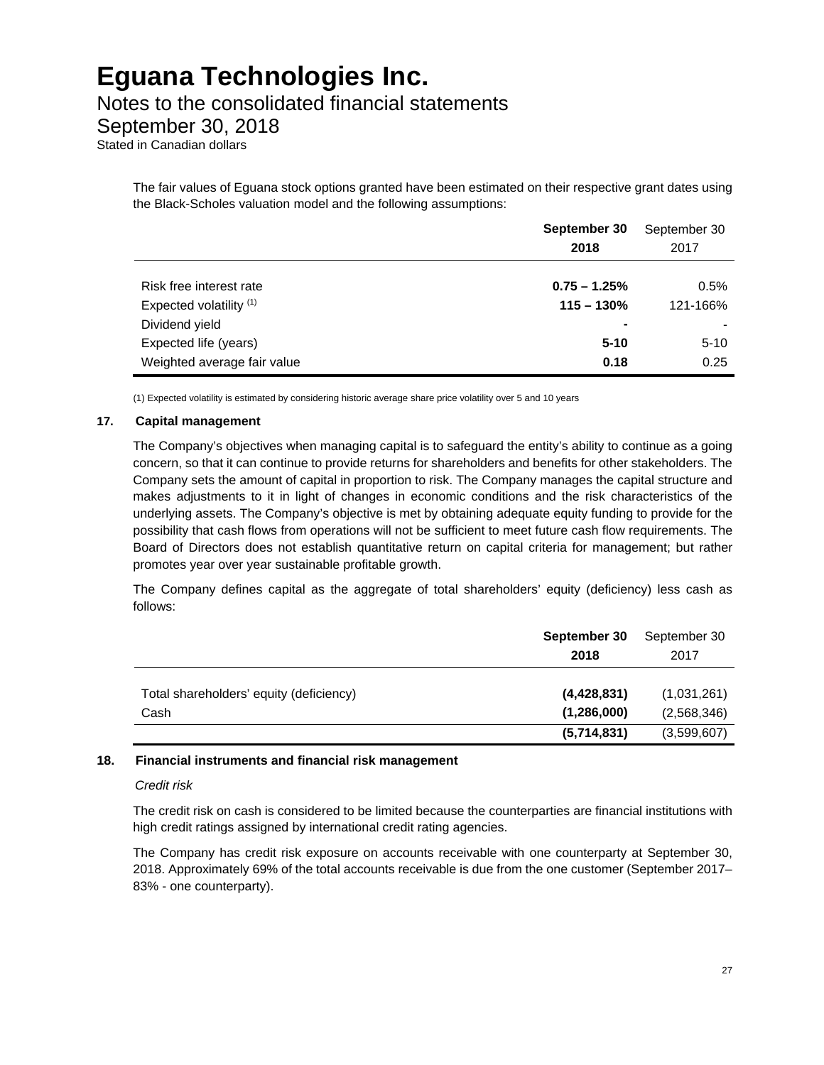# Eguana Technologies Inc.

Notes to the consolidated financial statements

September 30, 2018

Stated in Canadian dollars

The fair values of Eguana stock options granted have been estimated on their respective grant dates using the Black-Scholes valuation model and the following assumptions:

| | **September 30 2018** | September 30 2017 |
|---|---|---|
| Risk free interest rate | **0.75 – 1.25%** | 0.5% |
| Expected volatility [(1)] | **115 – 130%** | 121-166% |
| Dividend yield | **-** | - |
| Expected life (years) | **5-10** | 5-10 |
| Weighted average fair value | **0.18** | 0.25 |

(1) Expected volatility is estimated by considering historic average share price volatility over 5 and 10 years

## 17. Capital management

The Company's objectives when managing capital is to safeguard the entity's ability to continue as a going concern, so that it can continue to provide returns for shareholders and benefits for other stakeholders. The Company sets the amount of capital in proportion to risk. The Company manages the capital structure and makes adjustments to it in light of changes in economic conditions and the risk characteristics of the underlying assets. The Company's objective is met by obtaining adequate equity funding to provide for the possibility that cash flows from operations will not be sufficient to meet future cash flow requirements. The Board of Directors does not establish quantitative return on capital criteria for management; but rather promotes year over year sustainable profitable growth.

The Company defines capital as the aggregate of total shareholders' equity (deficiency) less cash as follows:

| | **September 30 2018** | September 30 2017 |
|---|---|---|
| Total shareholders' equity (deficiency) | **(4,428,831)** | (1,031,261) |
| Cash | **(1,286,000)** | (2,568,346) |
| | **(5,714,831)** | (3,599,607) |

## 18. Financial instruments and financial risk management

*Credit risk*

The credit risk on cash is considered to be limited because the counterparties are financial institutions with high credit ratings assigned by international credit rating agencies.

The Company has credit risk exposure on accounts receivable with one counterparty at September 30, 2018. Approximately 69% of the total accounts receivable is due from the one customer (September 2017– 83% - one counterparty).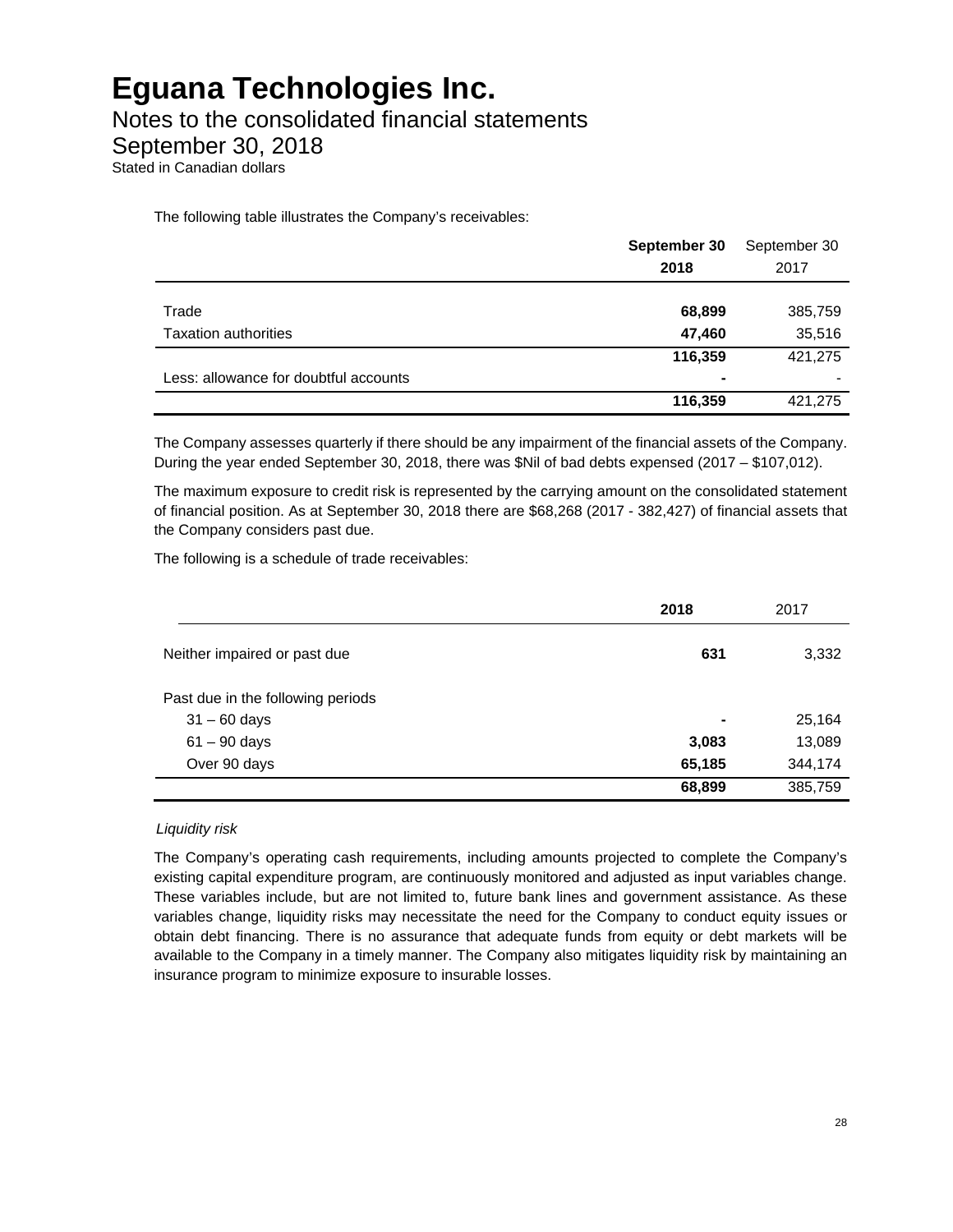# Eguana Technologies Inc.

## Notes to the consolidated financial statements

## September 30, 2018

Stated in Canadian dollars

The following table illustrates the Company's receivables:

| | **September 30 2018** | September 30 2017 |
|---|---|---|
| Trade | **68,899** | 385,759 |
| Taxation authorities | **47,460** | 35,516 |
| | **116,359** | 421,275 |
| Less: allowance for doubtful accounts | **-** | - |
| | **116,359** | 421,275 |

The Company assesses quarterly if there should be any impairment of the financial assets of the Company. During the year ended September 30, 2018, there was $Nil of bad debts expensed (2017 – $107,012).

The maximum exposure to credit risk is represented by the carrying amount on the consolidated statement of financial position. As at September 30, 2018 there are $68,268 (2017 - 382,427) of financial assets that the Company considers past due.

The following is a schedule of trade receivables:

| | **2018** | 2017 |
|---|---|---|
| Neither impaired or past due | **631** | 3,332 |
| Past due in the following periods | | |
| 31 – 60 days | **-** | 25,164 |
| 61 – 90 days | **3,083** | 13,089 |
| Over 90 days | **65,185** | 344,174 |
| | **68,899** | 385,759 |

*Liquidity risk*

The Company's operating cash requirements, including amounts projected to complete the Company's existing capital expenditure program, are continuously monitored and adjusted as input variables change. These variables include, but are not limited to, future bank lines and government assistance. As these variables change, liquidity risks may necessitate the need for the Company to conduct equity issues or obtain debt financing. There is no assurance that adequate funds from equity or debt markets will be available to the Company in a timely manner. The Company also mitigates liquidity risk by maintaining an insurance program to minimize exposure to insurable losses.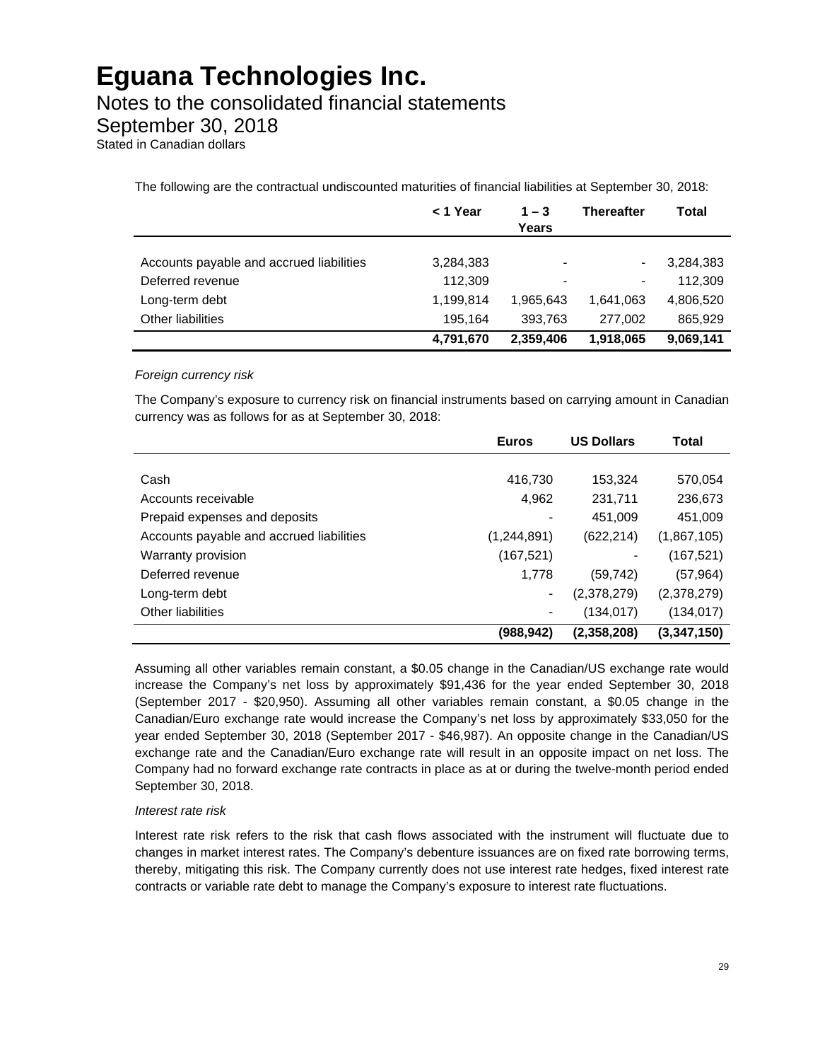# Eguana Technologies Inc.

## Notes to the consolidated financial statements

## September 30, 2018

Stated in Canadian dollars

The following are the contractual undiscounted maturities of financial liabilities at September 30, 2018:

| | < 1 Year | 1 – 3 Years | Thereafter | Total |
|---|---|---|---|---|
| Accounts payable and accrued liabilities | 3,284,383 | - | - | 3,284,383 |
| Deferred revenue | 112,309 | - | - | 112,309 |
| Long-term debt | 1,199,814 | 1,965,643 | 1,641,063 | 4,806,520 |
| Other liabilities | 195,164 | 393,763 | 277,002 | 865,929 |
| | **4,791,670** | **2,359,406** | **1,918,065** | **9,069,141** |

*Foreign currency risk*

The Company's exposure to currency risk on financial instruments based on carrying amount in Canadian currency was as follows for as at September 30, 2018:

| | Euros | US Dollars | Total |
|---|---|---|---|
| Cash | 416,730 | 153,324 | 570,054 |
| Accounts receivable | 4,962 | 231,711 | 236,673 |
| Prepaid expenses and deposits | - | 451,009 | 451,009 |
| Accounts payable and accrued liabilities | (1,244,891) | (622,214) | (1,867,105) |
| Warranty provision | (167,521) | - | (167,521) |
| Deferred revenue | 1,778 | (59,742) | (57,964) |
| Long-term debt | - | (2,378,279) | (2,378,279) |
| Other liabilities | - | (134,017) | (134,017) |
| | **(988,942)** | **(2,358,208)** | **(3,347,150)** |

Assuming all other variables remain constant, a $0.05 change in the Canadian/US exchange rate would increase the Company's net loss by approximately $91,436 for the year ended September 30, 2018 (September 2017 - $20,950). Assuming all other variables remain constant, a $0.05 change in the Canadian/Euro exchange rate would increase the Company's net loss by approximately $33,050 for the year ended September 30, 2018 (September 2017 - $46,987). An opposite change in the Canadian/US exchange rate and the Canadian/Euro exchange rate will result in an opposite impact on net loss. The Company had no forward exchange rate contracts in place as at or during the twelve-month period ended September 30, 2018.

*Interest rate risk*

Interest rate risk refers to the risk that cash flows associated with the instrument will fluctuate due to changes in market interest rates. The Company's debenture issuances are on fixed rate borrowing terms, thereby, mitigating this risk. The Company currently does not use interest rate hedges, fixed interest rate contracts or variable rate debt to manage the Company's exposure to interest rate fluctuations.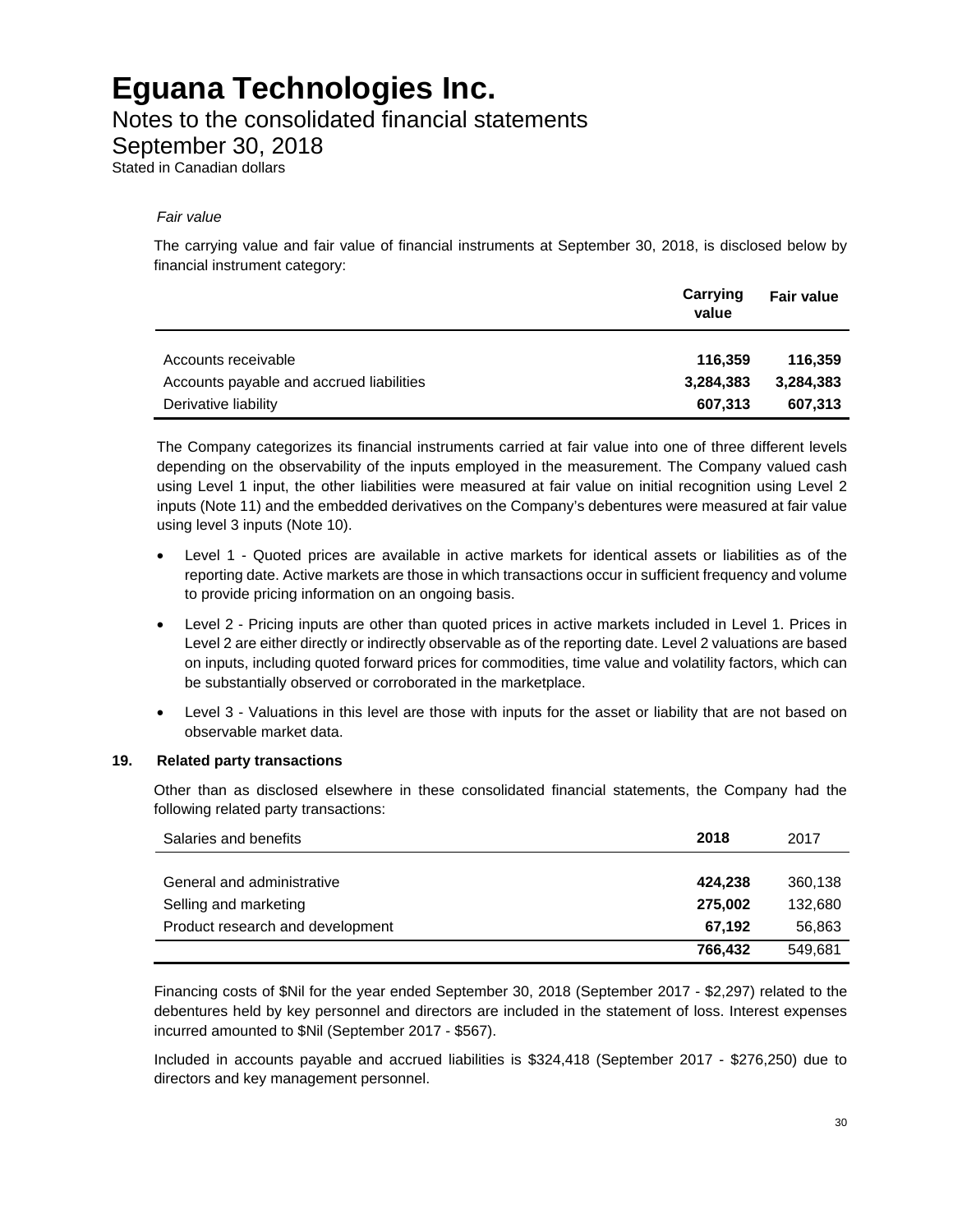*Fair value*

The carrying value and fair value of financial instruments at September 30, 2018, is disclosed below by financial instrument category:

| | Carrying value | Fair value |
|---|---|---|
| Accounts receivable | **116,359** | **116,359** |
| Accounts payable and accrued liabilities | **3,284,383** | **3,284,383** |
| Derivative liability | **607,313** | **607,313** |

The Company categorizes its financial instruments carried at fair value into one of three different levels depending on the observability of the inputs employed in the measurement. The Company valued cash using Level 1 input, the other liabilities were measured at fair value on initial recognition using Level 2 inputs (Note 11) and the embedded derivatives on the Company's debentures were measured at fair value using level 3 inputs (Note 10).

- Level 1 - Quoted prices are available in active markets for identical assets or liabilities as of the reporting date. Active markets are those in which transactions occur in sufficient frequency and volume to provide pricing information on an ongoing basis.
- Level 2 - Pricing inputs are other than quoted prices in active markets included in Level 1. Prices in Level 2 are either directly or indirectly observable as of the reporting date. Level 2 valuations are based on inputs, including quoted forward prices for commodities, time value and volatility factors, which can be substantially observed or corroborated in the marketplace.
- Level 3 - Valuations in this level are those with inputs for the asset or liability that are not based on observable market data.

## 19. Related party transactions

Other than as disclosed elsewhere in these consolidated financial statements, the Company had the following related party transactions:

| Salaries and benefits | 2018 | 2017 |
|---|---|---|
| General and administrative | **424,238** | 360,138 |
| Selling and marketing | **275,002** | 132,680 |
| Product research and development | **67,192** | 56,863 |
| | **766,432** | 549,681 |

Financing costs of $Nil for the year ended September 30, 2018 (September 2017 - $2,297) related to the debentures held by key personnel and directors are included in the statement of loss. Interest expenses incurred amounted to $Nil (September 2017 - $567).

Included in accounts payable and accrued liabilities is $324,418 (September 2017 - $276,250) due to directors and key management personnel.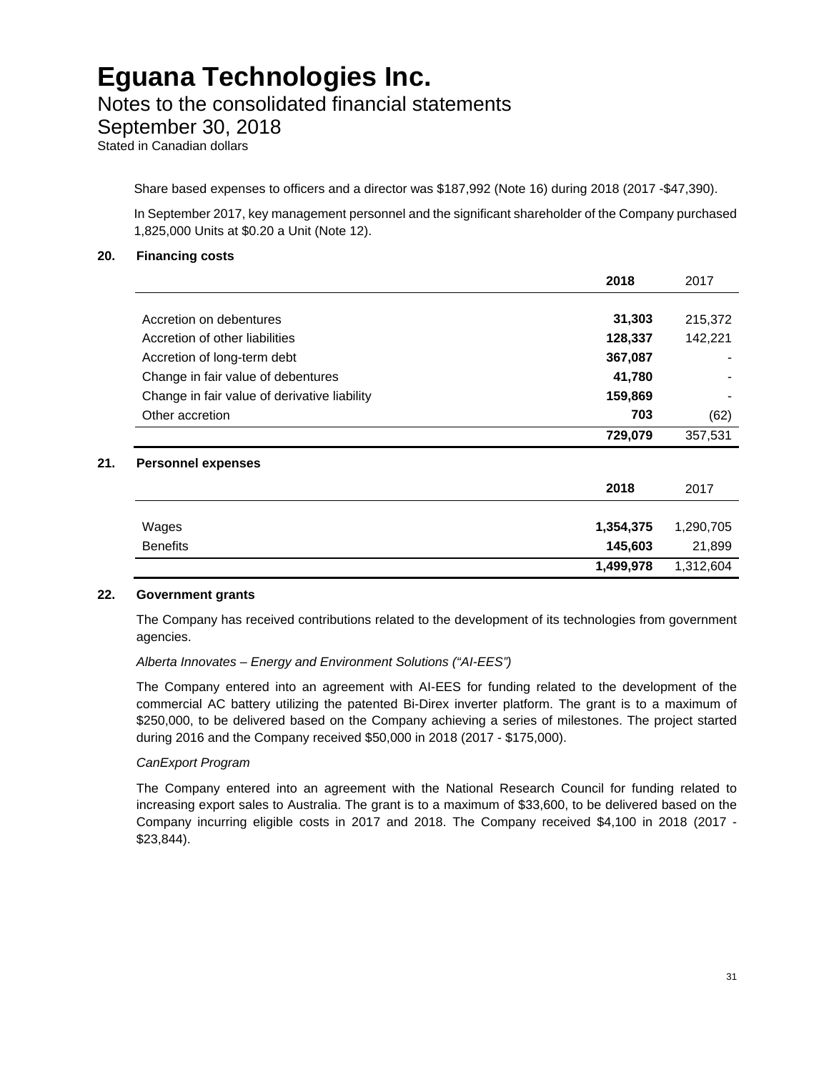# Eguana Technologies Inc.

## Notes to the consolidated financial statements

## September 30, 2018

Stated in Canadian dollars

Share based expenses to officers and a director was $187,992 (Note 16) during 2018 (2017 -$47,390).

In September 2017, key management personnel and the significant shareholder of the Company purchased 1,825,000 Units at $0.20 a Unit (Note 12).

### 20. Financing costs

| | **2018** | 2017 |
|---|---|---|
| Accretion on debentures | **31,303** | 215,372 |
| Accretion of other liabilities | **128,337** | 142,221 |
| Accretion of long-term debt | **367,087** | - |
| Change in fair value of debentures | **41,780** | - |
| Change in fair value of derivative liability | **159,869** | - |
| Other accretion | **703** | (62) |
| | **729,079** | 357,531 |

### 21. Personnel expenses

| | **2018** | 2017 |
|---|---|---|
| Wages | **1,354,375** | 1,290,705 |
| Benefits | **145,603** | 21,899 |
| | **1,499,978** | 1,312,604 |

### 22. Government grants

The Company has received contributions related to the development of its technologies from government agencies.

*Alberta Innovates – Energy and Environment Solutions ("AI-EES")*

The Company entered into an agreement with AI-EES for funding related to the development of the commercial AC battery utilizing the patented Bi-Direx inverter platform. The grant is to a maximum of $250,000, to be delivered based on the Company achieving a series of milestones. The project started during 2016 and the Company received $50,000 in 2018 (2017 - $175,000).

*CanExport Program*

The Company entered into an agreement with the National Research Council for funding related to increasing export sales to Australia. The grant is to a maximum of $33,600, to be delivered based on the Company incurring eligible costs in 2017 and 2018. The Company received $4,100 in 2018 (2017 - $23,844).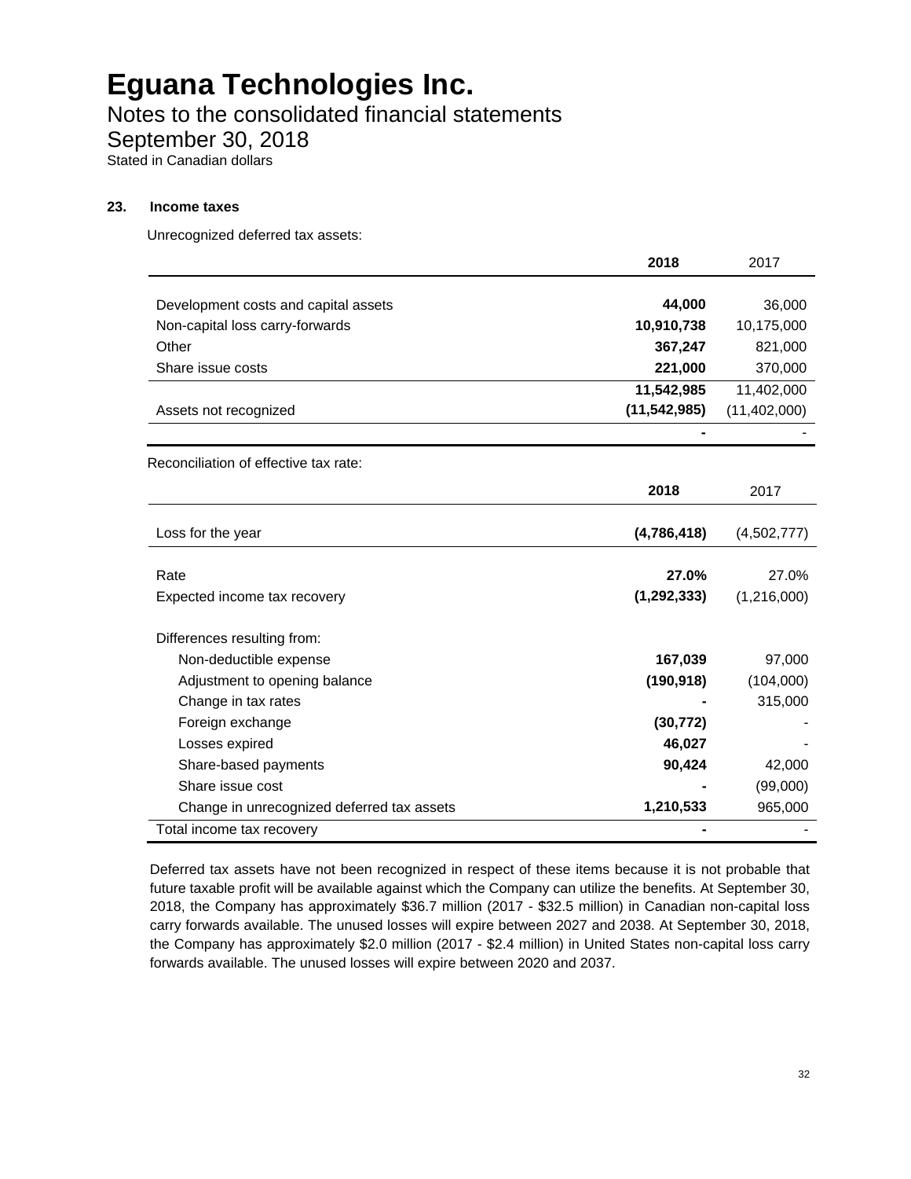# Eguana Technologies Inc.

Notes to the consolidated financial statements

September 30, 2018

Stated in Canadian dollars

### 23. Income taxes

Unrecognized deferred tax assets:

| | **2018** | 2017 |
|---|---|---|
| Development costs and capital assets | **44,000** | 36,000 |
| Non-capital loss carry-forwards | **10,910,738** | 10,175,000 |
| Other | **367,247** | 821,000 |
| Share issue costs | **221,000** | 370,000 |
| | **11,542,985** | 11,402,000 |
| Assets not recognized | **(11,542,985)** | (11,402,000) |
| | **-** | - |

Reconciliation of effective tax rate:

| | **2018** | 2017 |
|---|---|---|
| Loss for the year | **(4,786,418)** | (4,502,777) |
| Rate | **27.0%** | 27.0% |
| Expected income tax recovery | **(1,292,333)** | (1,216,000) |
| Differences resulting from: | | |
| Non-deductible expense | **167,039** | 97,000 |
| Adjustment to opening balance | **(190,918)** | (104,000) |
| Change in tax rates | **-** | 315,000 |
| Foreign exchange | **(30,772)** | - |
| Losses expired | **46,027** | - |
| Share-based payments | **90,424** | 42,000 |
| Share issue cost | **-** | (99,000) |
| Change in unrecognized deferred tax assets | **1,210,533** | 965,000 |
| Total income tax recovery | **-** | - |

Deferred tax assets have not been recognized in respect of these items because it is not probable that future taxable profit will be available against which the Company can utilize the benefits. At September 30, 2018, the Company has approximately $36.7 million (2017 - $32.5 million) in Canadian non-capital loss carry forwards available. The unused losses will expire between 2027 and 2038. At September 30, 2018, the Company has approximately $2.0 million (2017 - $2.4 million) in United States non-capital loss carry forwards available. The unused losses will expire between 2020 and 2037.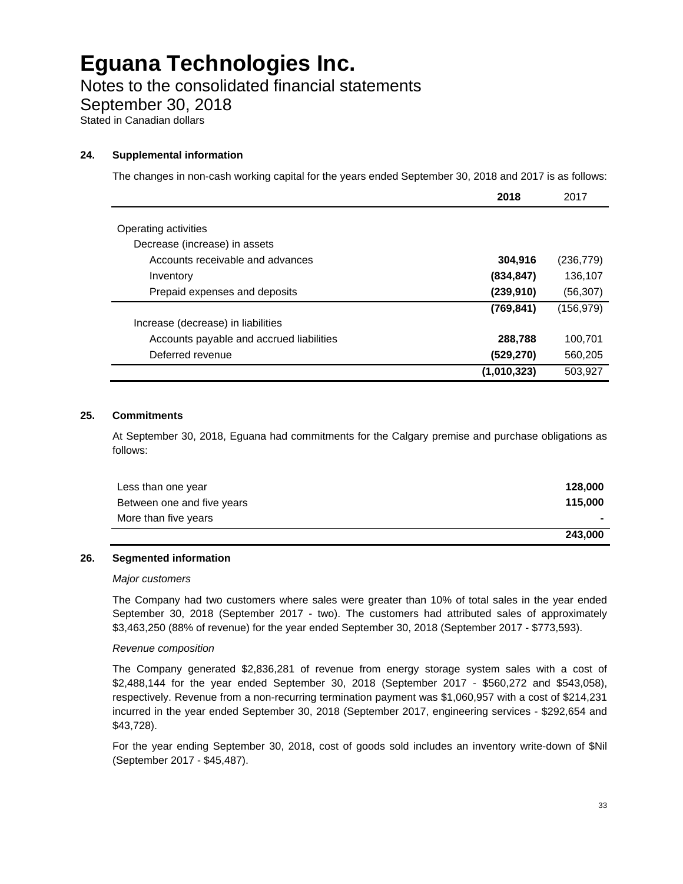# Eguana Technologies Inc.

## Notes to the consolidated financial statements

## September 30, 2018

Stated in Canadian dollars

### 24. Supplemental information

The changes in non-cash working capital for the years ended September 30, 2018 and 2017 is as follows:

| | **2018** | 2017 |
|---|---|---|
| Operating activities | | |
| Decrease (increase) in assets | | |
| Accounts receivable and advances | **304,916** | (236,779) |
| Inventory | **(834,847)** | 136,107 |
| Prepaid expenses and deposits | **(239,910)** | (56,307) |
| | **(769,841)** | (156,979) |
| Increase (decrease) in liabilities | | |
| Accounts payable and accrued liabilities | **288,788** | 100,701 |
| Deferred revenue | **(529,270)** | 560,205 |
| | **(1,010,323)** | 503,927 |

### 25. Commitments

At September 30, 2018, Eguana had commitments for the Calgary premise and purchase obligations as follows:

| | |
|---|---|
| Less than one year | **128,000** |
| Between one and five years | **115,000** |
| More than five years | **-** |
| | **243,000** |

### 26. Segmented information

*Major customers*

The Company had two customers where sales were greater than 10% of total sales in the year ended September 30, 2018 (September 2017 - two). The customers had attributed sales of approximately $3,463,250 (88% of revenue) for the year ended September 30, 2018 (September 2017 - $773,593).

*Revenue composition*

The Company generated $2,836,281 of revenue from energy storage system sales with a cost of $2,488,144 for the year ended September 30, 2018 (September 2017 - $560,272 and $543,058), respectively. Revenue from a non-recurring termination payment was $1,060,957 with a cost of $214,231 incurred in the year ended September 30, 2018 (September 2017, engineering services - $292,654 and $43,728).

For the year ending September 30, 2018, cost of goods sold includes an inventory write-down of $Nil (September 2017 - $45,487).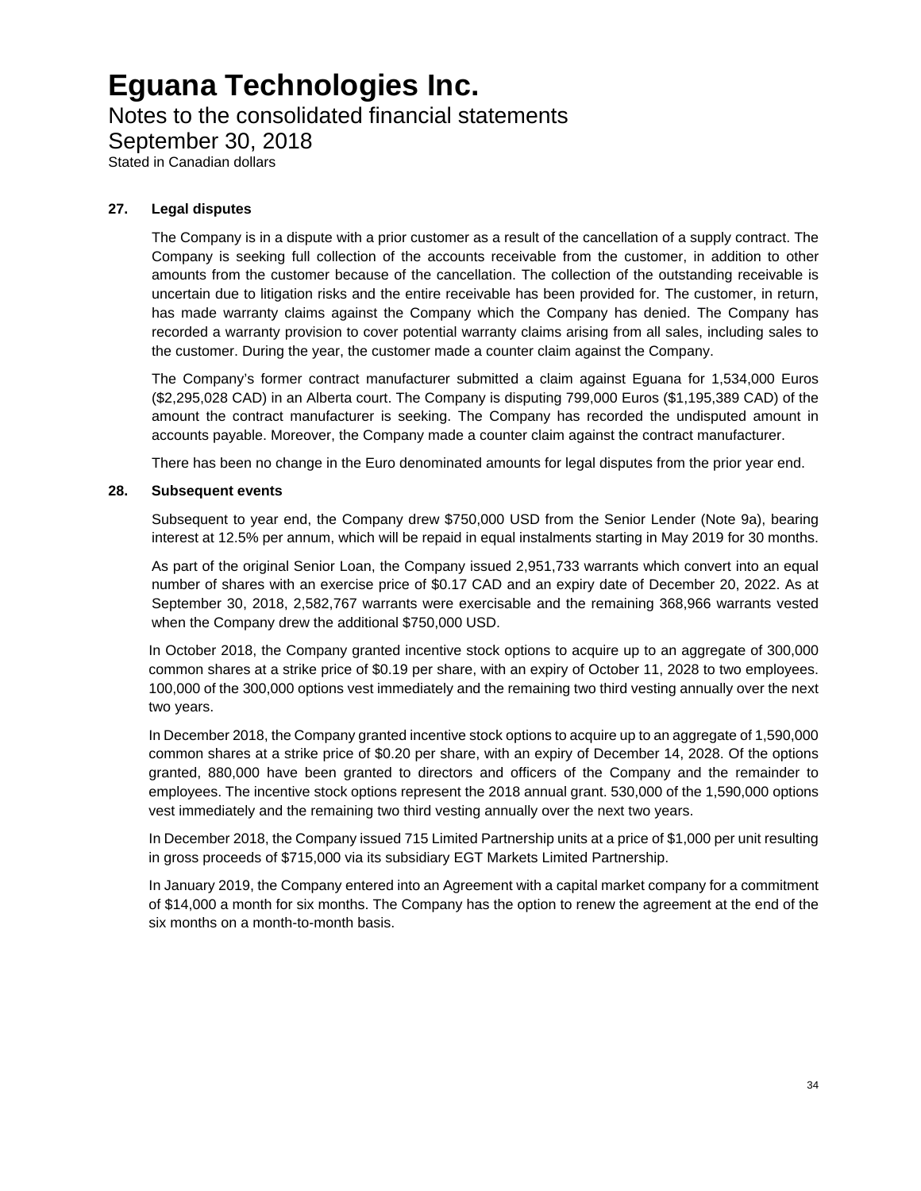# Eguana Technologies Inc.

## Notes to the consolidated financial statements

## September 30, 2018

Stated in Canadian dollars

### 27. Legal disputes

The Company is in a dispute with a prior customer as a result of the cancellation of a supply contract. The Company is seeking full collection of the accounts receivable from the customer, in addition to other amounts from the customer because of the cancellation. The collection of the outstanding receivable is uncertain due to litigation risks and the entire receivable has been provided for. The customer, in return, has made warranty claims against the Company which the Company has denied. The Company has recorded a warranty provision to cover potential warranty claims arising from all sales, including sales to the customer. During the year, the customer made a counter claim against the Company.

The Company's former contract manufacturer submitted a claim against Eguana for 1,534,000 Euros ($2,295,028 CAD) in an Alberta court. The Company is disputing 799,000 Euros ($1,195,389 CAD) of the amount the contract manufacturer is seeking. The Company has recorded the undisputed amount in accounts payable. Moreover, the Company made a counter claim against the contract manufacturer.

There has been no change in the Euro denominated amounts for legal disputes from the prior year end.

### 28. Subsequent events

Subsequent to year end, the Company drew $750,000 USD from the Senior Lender (Note 9a), bearing interest at 12.5% per annum, which will be repaid in equal instalments starting in May 2019 for 30 months.

As part of the original Senior Loan, the Company issued 2,951,733 warrants which convert into an equal number of shares with an exercise price of $0.17 CAD and an expiry date of December 20, 2022. As at September 30, 2018, 2,582,767 warrants were exercisable and the remaining 368,966 warrants vested when the Company drew the additional $750,000 USD.

In October 2018, the Company granted incentive stock options to acquire up to an aggregate of 300,000 common shares at a strike price of $0.19 per share, with an expiry of October 11, 2028 to two employees. 100,000 of the 300,000 options vest immediately and the remaining two third vesting annually over the next two years.

In December 2018, the Company granted incentive stock options to acquire up to an aggregate of 1,590,000 common shares at a strike price of $0.20 per share, with an expiry of December 14, 2028. Of the options granted, 880,000 have been granted to directors and officers of the Company and the remainder to employees. The incentive stock options represent the 2018 annual grant. 530,000 of the 1,590,000 options vest immediately and the remaining two third vesting annually over the next two years.

In December 2018, the Company issued 715 Limited Partnership units at a price of $1,000 per unit resulting in gross proceeds of $715,000 via its subsidiary EGT Markets Limited Partnership.

In January 2019, the Company entered into an Agreement with a capital market company for a commitment of $14,000 a month for six months. The Company has the option to renew the agreement at the end of the six months on a month-to-month basis.